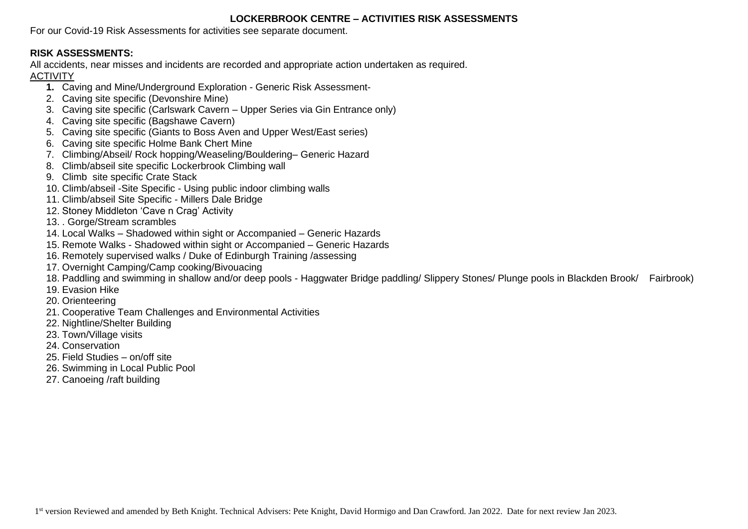# LOCKERBROOK CENTRE – ACTIVITIES RISK ASSESSMENTS

For our Covid-19 Risk Assessments for activities see separate document.

**RISK ASSESSMENTS:**

All accidents, near misses and incidents are recorded and appropriate action undertaken as required.

ACTIVITY

1. Caving and Mine/Underground Exploration - Generic Risk Assessment-
2. Caving site specific (Devonshire Mine)
3. Caving site specific (Carlswark Cavern – Upper Series via Gin Entrance only)
4. Caving site specific (Bagshawe Cavern)
5. Caving site specific (Giants to Boss Aven and Upper West/East series)
6. Caving site specific Holme Bank Chert Mine
7. Climbing/Abseil/ Rock hopping/Weaseling/Bouldering– Generic Hazard
8. Climb/abseil site specific Lockerbrook Climbing wall
9. Climb site specific Crate Stack
10. Climb/abseil -Site Specific - Using public indoor climbing walls
11. Climb/abseil Site Specific - Millers Dale Bridge
12. Stoney Middleton 'Cave n Crag' Activity
13. . Gorge/Stream scrambles
14. Local Walks – Shadowed within sight or Accompanied – Generic Hazards
15. Remote Walks - Shadowed within sight or Accompanied – Generic Hazards
16. Remotely supervised walks / Duke of Edinburgh Training /assessing
17. Overnight Camping/Camp cooking/Bivouacing
18. Paddling and swimming in shallow and/or deep pools - Haggwater Bridge paddling/ Slippery Stones/ Plunge pools in Blackden Brook/ Fairbrook)
19. Evasion Hike
20. Orienteering
21. Cooperative Team Challenges and Environmental Activities
22. Nightline/Shelter Building
23. Town/Village visits
24. Conservation
25. Field Studies – on/off site
26. Swimming in Local Public Pool
27. Canoeing /raft building

1st version Reviewed and amended by Beth Knight. Technical Advisers: Pete Knight, David Hormigo and Dan Crawford. Jan 2022. Date for next review Jan 2023.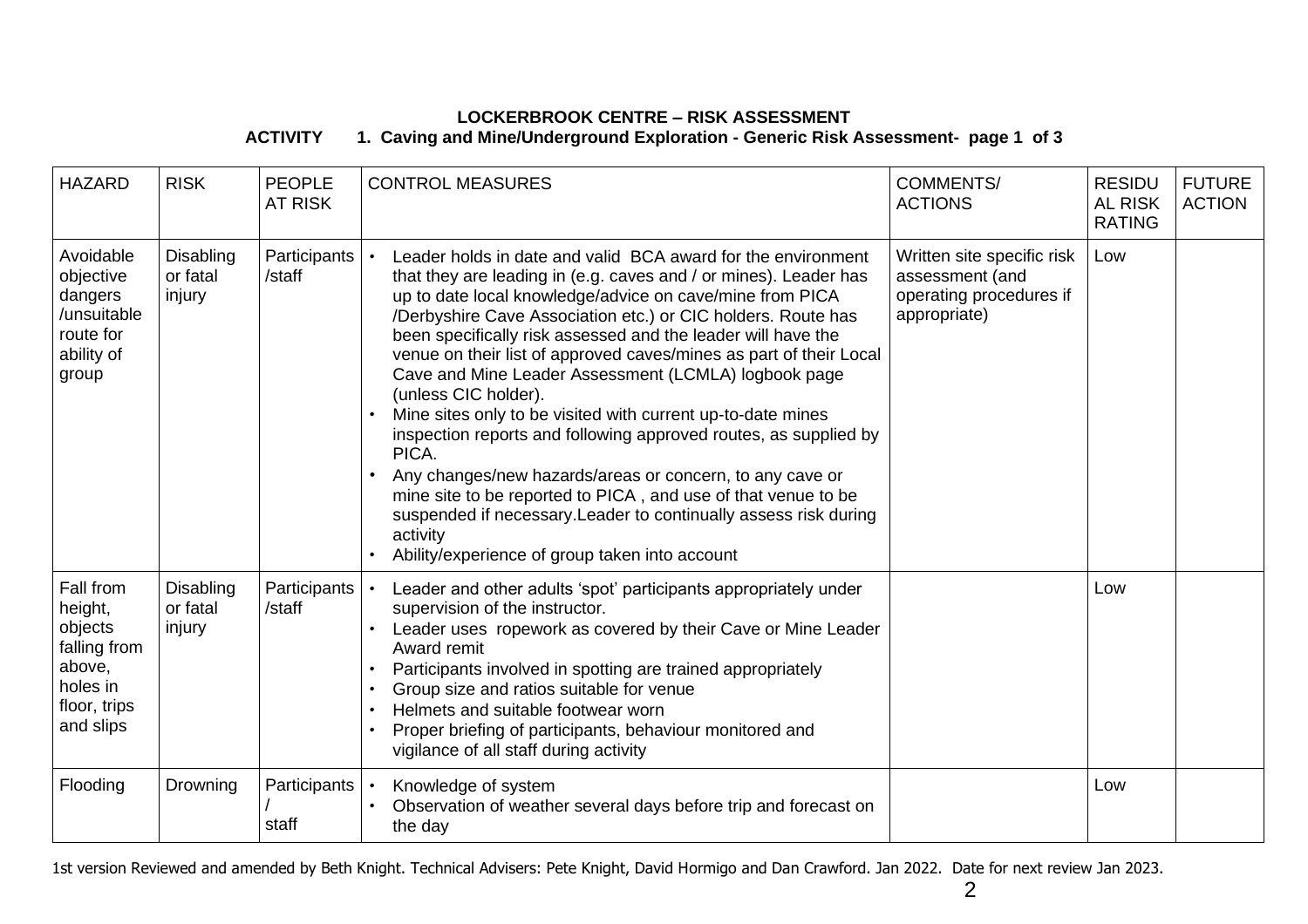**LOCKERBROOK CENTRE – RISK ASSESSMENT**

**ACTIVITY 1. Caving and Mine/Underground Exploration - Generic Risk Assessment- page 1 of 3**

| HAZARD | RISK | PEOPLE AT RISK | CONTROL MEASURES | COMMENTS/ ACTIONS | RESIDUAL RISK RATING | FUTURE ACTION |
|---|---|---|---|---|---|---|
| Avoidable objective dangers /unsuitable route for ability of group | Disabling or fatal injury | Participants /staff | • Leader holds in date and valid BCA award for the environment that they are leading in (e.g. caves and / or mines). Leader has up to date local knowledge/advice on cave/mine from PICA /Derbyshire Cave Association etc.) or CIC holders. Route has been specifically risk assessed and the leader will have the venue on their list of approved caves/mines as part of their Local Cave and Mine Leader Assessment (LCMLA) logbook page (unless CIC holder).<br>• Mine sites only to be visited with current up-to-date mines inspection reports and following approved routes, as supplied by PICA.<br>• Any changes/new hazards/areas or concern, to any cave or mine site to be reported to PICA , and use of that venue to be suspended if necessary.Leader to continually assess risk during activity<br>• Ability/experience of group taken into account | Written site specific risk assessment (and operating procedures if appropriate) | Low | |
| Fall from height, objects falling from above, holes in floor, trips and slips | Disabling or fatal injury | Participants /staff | • Leader and other adults 'spot' participants appropriately under supervision of the instructor.<br>• Leader uses ropework as covered by their Cave or Mine Leader Award remit<br>• Participants involved in spotting are trained appropriately<br>• Group size and ratios suitable for venue<br>• Helmets and suitable footwear worn<br>• Proper briefing of participants, behaviour monitored and vigilance of all staff during activity | | Low | |
| Flooding | Drowning | Participants / staff | • Knowledge of system<br>• Observation of weather several days before trip and forecast on the day | | Low | |

1st version Reviewed and amended by Beth Knight. Technical Advisers: Pete Knight, David Hormigo and Dan Crawford. Jan 2022. Date for next review Jan 2023.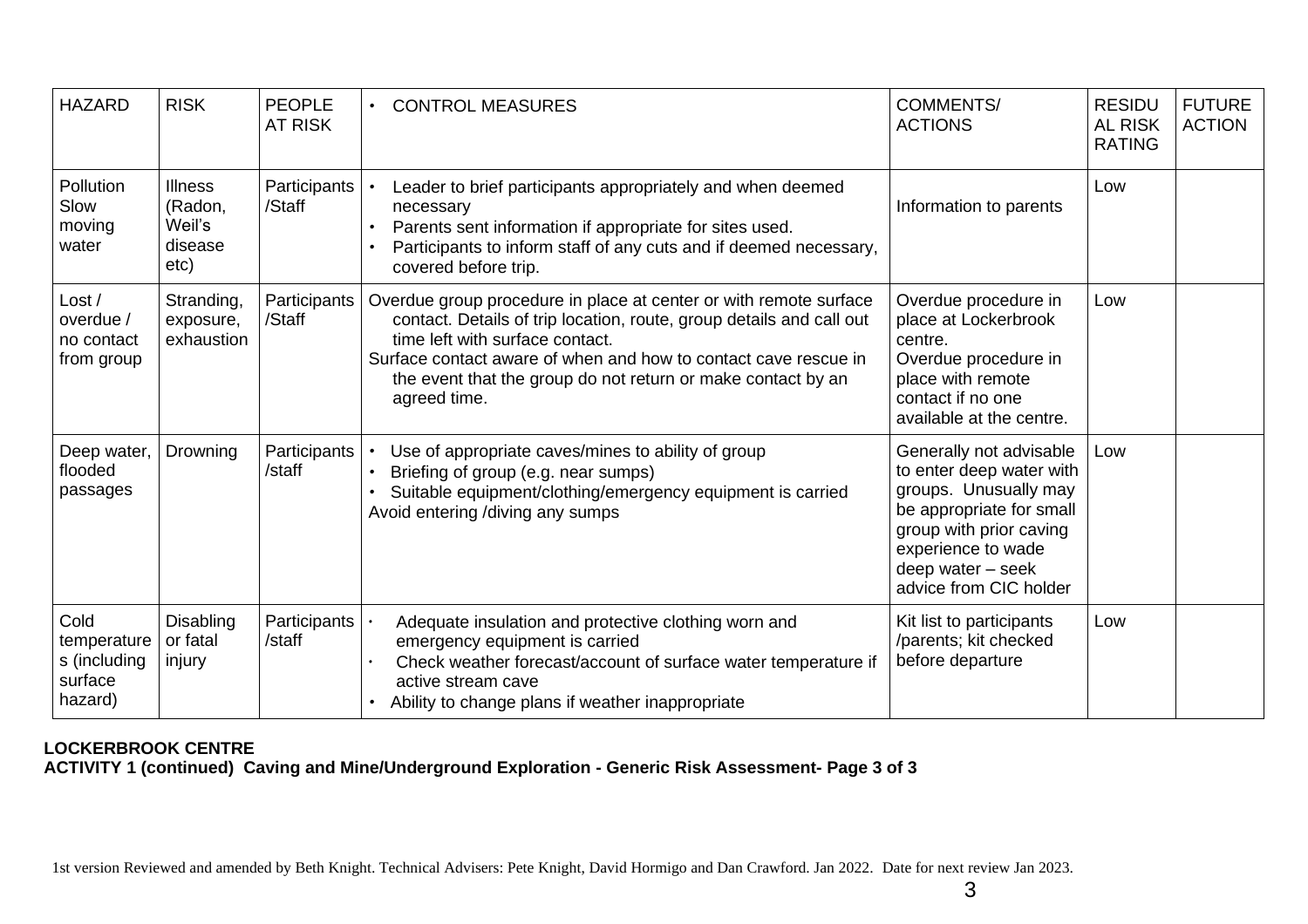| HAZARD | RISK | PEOPLE AT RISK | • CONTROL MEASURES | COMMENTS/ ACTIONS | RESIDUAL RISK RATING | FUTURE ACTION |
|---|---|---|---|---|---|---|
| Pollution Slow moving water | Illness (Radon, Weil's disease etc) | Participants /Staff | • Leader to brief participants appropriately and when deemed necessary<br>• Parents sent information if appropriate for sites used.<br>• Participants to inform staff of any cuts and if deemed necessary, covered before trip. | Information to parents | Low | |
| Lost / overdue / no contact from group | Stranding, exposure, exhaustion | Participants /Staff | Overdue group procedure in place at center or with remote surface contact. Details of trip location, route, group details and call out time left with surface contact.<br>Surface contact aware of when and how to contact cave rescue in the event that the group do not return or make contact by an agreed time. | Overdue procedure in place at Lockerbrook centre.<br>Overdue procedure in place with remote contact if no one available at the centre. | Low | |
| Deep water, flooded passages | Drowning | Participants /staff | • Use of appropriate caves/mines to ability of group<br>• Briefing of group (e.g. near sumps)<br>• Suitable equipment/clothing/emergency equipment is carried<br>Avoid entering /diving any sumps | Generally not advisable to enter deep water with groups. Unusually may be appropriate for small group with prior caving experience to wade deep water – seek advice from CIC holder | Low | |
| Cold temperatures (including surface hazard) | Disabling or fatal injury | Participants /staff | • Adequate insulation and protective clothing worn and emergency equipment is carried<br>• Check weather forecast/account of surface water temperature if active stream cave<br>• Ability to change plans if weather inappropriate | Kit list to participants /parents; kit checked before departure | Low | |

**LOCKERBROOK CENTRE**
**ACTIVITY 1 (continued) Caving and Mine/Underground Exploration - Generic Risk Assessment- Page 3 of 3**

1st version Reviewed and amended by Beth Knight. Technical Advisers: Pete Knight, David Hormigo and Dan Crawford. Jan 2022. Date for next review Jan 2023.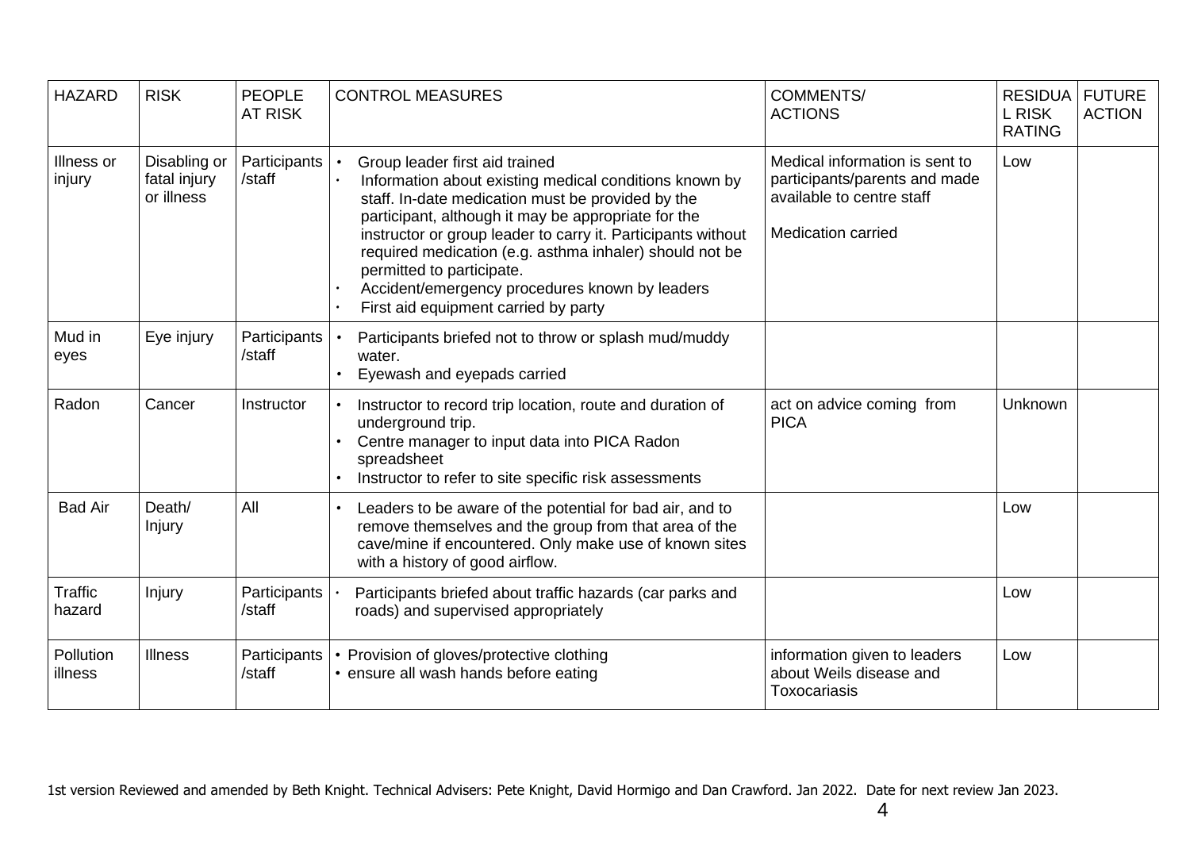| HAZARD | RISK | PEOPLE AT RISK | CONTROL MEASURES | COMMENTS/ ACTIONS | RESIDUAL RISK RATING | FUTURE ACTION |
|---|---|---|---|---|---|---|
| Illness or injury | Disabling or fatal injury or illness | Participants /staff | • Group leader first aid trained<br>• Information about existing medical conditions known by staff. In-date medication must be provided by the participant, although it may be appropriate for the instructor or group leader to carry it. Participants without required medication (e.g. asthma inhaler) should not be permitted to participate.<br>• Accident/emergency procedures known by leaders<br>• First aid equipment carried by party | Medical information is sent to participants/parents and made available to centre staff<br><br>Medication carried | Low | |
| Mud in eyes | Eye injury | Participants /staff | • Participants briefed not to throw or splash mud/muddy water.<br>• Eyewash and eyepads carried | | | |
| Radon | Cancer | Instructor | • Instructor to record trip location, route and duration of underground trip.<br>• Centre manager to input data into PICA Radon spreadsheet<br>• Instructor to refer to site specific risk assessments | act on advice coming from PICA | Unknown | |
| Bad Air | Death/ Injury | All | • Leaders to be aware of the potential for bad air, and to remove themselves and the group from that area of the cave/mine if encountered. Only make use of known sites with a history of good airflow. | | Low | |
| Traffic hazard | Injury | Participants /staff | • Participants briefed about traffic hazards (car parks and roads) and supervised appropriately | | Low | |
| Pollution illness | Illness | Participants /staff | • Provision of gloves/protective clothing<br>• ensure all wash hands before eating | information given to leaders about Weils disease and Toxocariasis | Low | |

1st version Reviewed and amended by Beth Knight. Technical Advisers: Pete Knight, David Hormigo and Dan Crawford. Jan 2022. Date for next review Jan 2023.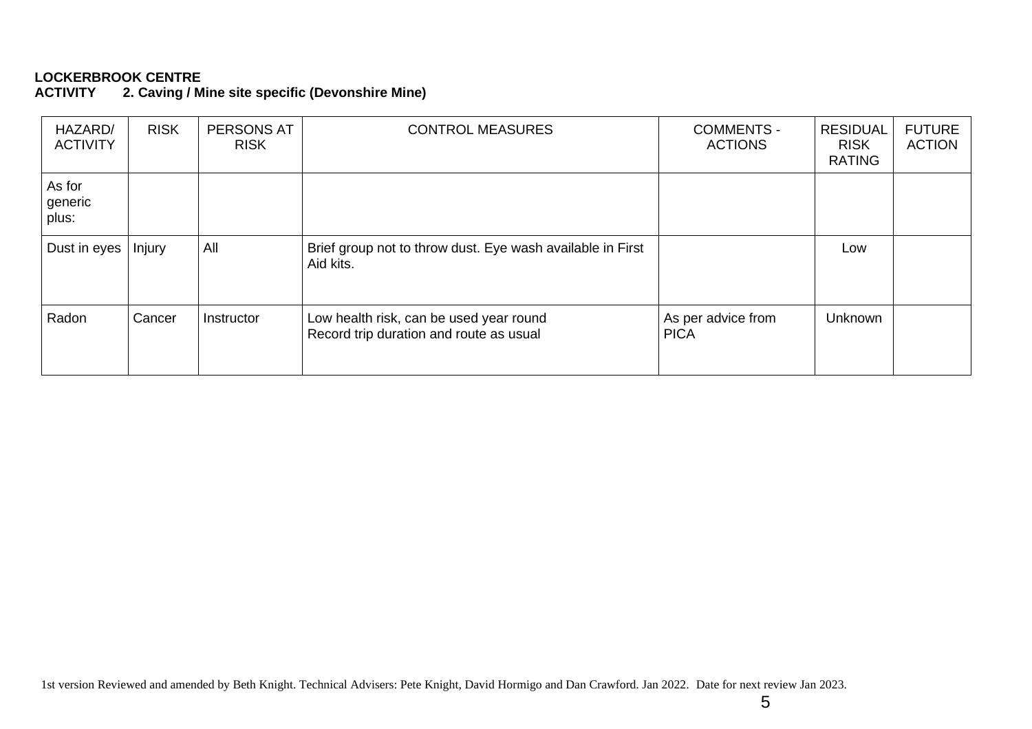**LOCKERBROOK CENTRE**
**ACTIVITY 2. Caving / Mine site specific (Devonshire Mine)**

| HAZARD/ ACTIVITY | RISK | PERSONS AT RISK | CONTROL MEASURES | COMMENTS - ACTIONS | RESIDUAL RISK RATING | FUTURE ACTION |
|---|---|---|---|---|---|---|
| As for generic plus: | | | | | | |
| Dust in eyes | Injury | All | Brief group not to throw dust. Eye wash available in First Aid kits. | | Low | |
| Radon | Cancer | Instructor | Low health risk, can be used year round<br>Record trip duration and route as usual | As per advice from PICA | Unknown | |

1st version Reviewed and amended by Beth Knight. Technical Advisers: Pete Knight, David Hormigo and Dan Crawford. Jan 2022. Date for next review Jan 2023.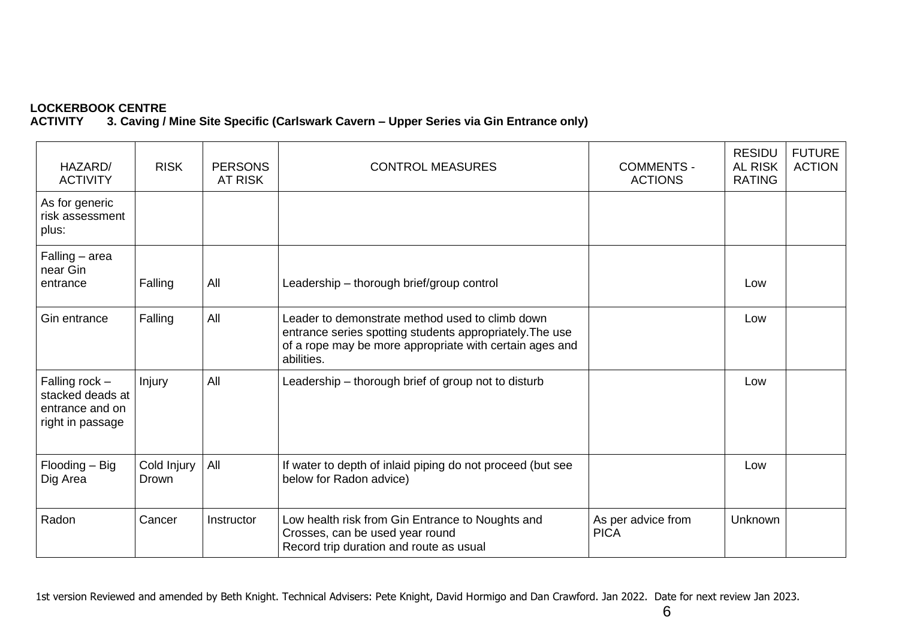**LOCKERBOOK CENTRE**
**ACTIVITY 3. Caving / Mine Site Specific (Carlswark Cavern – Upper Series via Gin Entrance only)**

| HAZARD/ ACTIVITY | RISK | PERSONS AT RISK | CONTROL MEASURES | COMMENTS - ACTIONS | RESIDUAL RISK RATING | FUTURE ACTION |
|---|---|---|---|---|---|---|
| As for generic risk assessment plus: | | | | | | |
| Falling – area near Gin entrance | Falling | All | Leadership – thorough brief/group control | | Low | |
| Gin entrance | Falling | All | Leader to demonstrate method used to climb down entrance series spotting students appropriately.The use of a rope may be more appropriate with certain ages and abilities. | | Low | |
| Falling rock – stacked deads at entrance and on right in passage | Injury | All | Leadership – thorough brief of group not to disturb | | Low | |
| Flooding – Big Dig Area | Cold Injury Drown | All | If water to depth of inlaid piping do not proceed (but see below for Radon advice) | | Low | |
| Radon | Cancer | Instructor | Low health risk from Gin Entrance to Noughts and Crosses, can be used year round<br>Record trip duration and route as usual | As per advice from PICA | Unknown | |

1st version Reviewed and amended by Beth Knight. Technical Advisers: Pete Knight, David Hormigo and Dan Crawford. Jan 2022. Date for next review Jan 2023.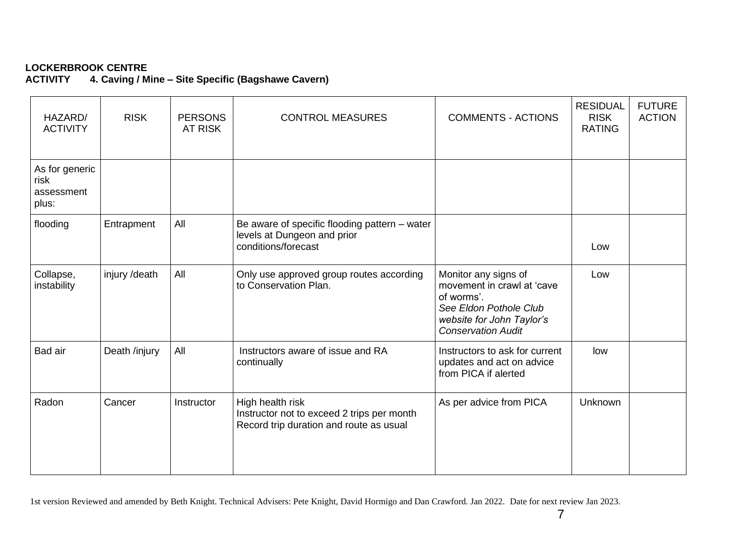**LOCKERBROOK CENTRE**
**ACTIVITY 4. Caving / Mine – Site Specific (Bagshawe Cavern)**

| HAZARD/ ACTIVITY | RISK | PERSONS AT RISK | CONTROL MEASURES | COMMENTS - ACTIONS | RESIDUAL RISK RATING | FUTURE ACTION |
|---|---|---|---|---|---|---|
| As for generic risk assessment plus: | | | | | | |
| flooding | Entrapment | All | Be aware of specific flooding pattern – water levels at Dungeon and prior conditions/forecast | | Low | |
| Collapse, instability | injury /death | All | Only use approved group routes according to Conservation Plan. | Monitor any signs of movement in crawl at 'cave of worms'. *See Eldon Pothole Club website for John Taylor's Conservation Audit* | Low | |
| Bad air | Death /injury | All | Instructors aware of issue and RA continually | Instructors to ask for current updates and act on advice from PICA if alerted | low | |
| Radon | Cancer | Instructor | High health risk<br>Instructor not to exceed 2 trips per month<br>Record trip duration and route as usual | As per advice from PICA | Unknown | |

1st version Reviewed and amended by Beth Knight. Technical Advisers: Pete Knight, David Hormigo and Dan Crawford. Jan 2022. Date for next review Jan 2023.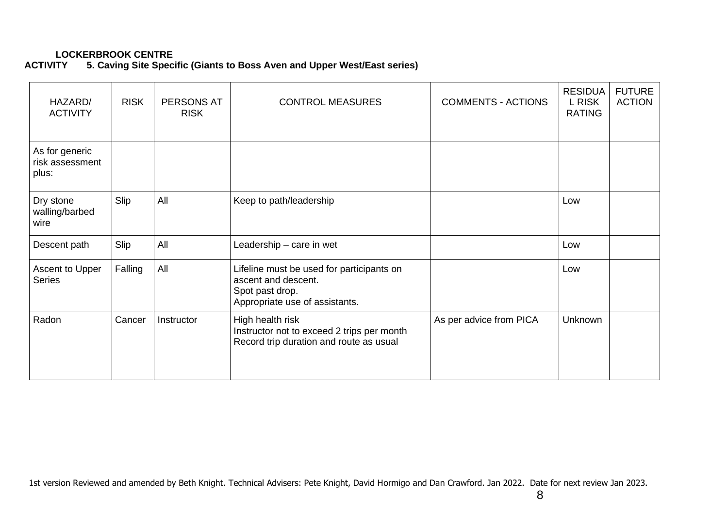**LOCKERBROOK CENTRE**

**ACTIVITY 5. Caving Site Specific (Giants to Boss Aven and Upper West/East series)**

| HAZARD/ ACTIVITY | RISK | PERSONS AT RISK | CONTROL MEASURES | COMMENTS - ACTIONS | RESIDUAL RISK RATING | FUTURE ACTION |
|---|---|---|---|---|---|---|
| As for generic risk assessment plus: | | | | | | |
| Dry stone walling/barbed wire | Slip | All | Keep to path/leadership | | Low | |
| Descent path | Slip | All | Leadership – care in wet | | Low | |
| Ascent to Upper Series | Falling | All | Lifeline must be used for participants on ascent and descent.<br>Spot past drop.<br>Appropriate use of assistants. | | Low | |
| Radon | Cancer | Instructor | High health risk<br>Instructor not to exceed 2 trips per month<br>Record trip duration and route as usual | As per advice from PICA | Unknown | |

1st version Reviewed and amended by Beth Knight. Technical Advisers: Pete Knight, David Hormigo and Dan Crawford. Jan 2022. Date for next review Jan 2023.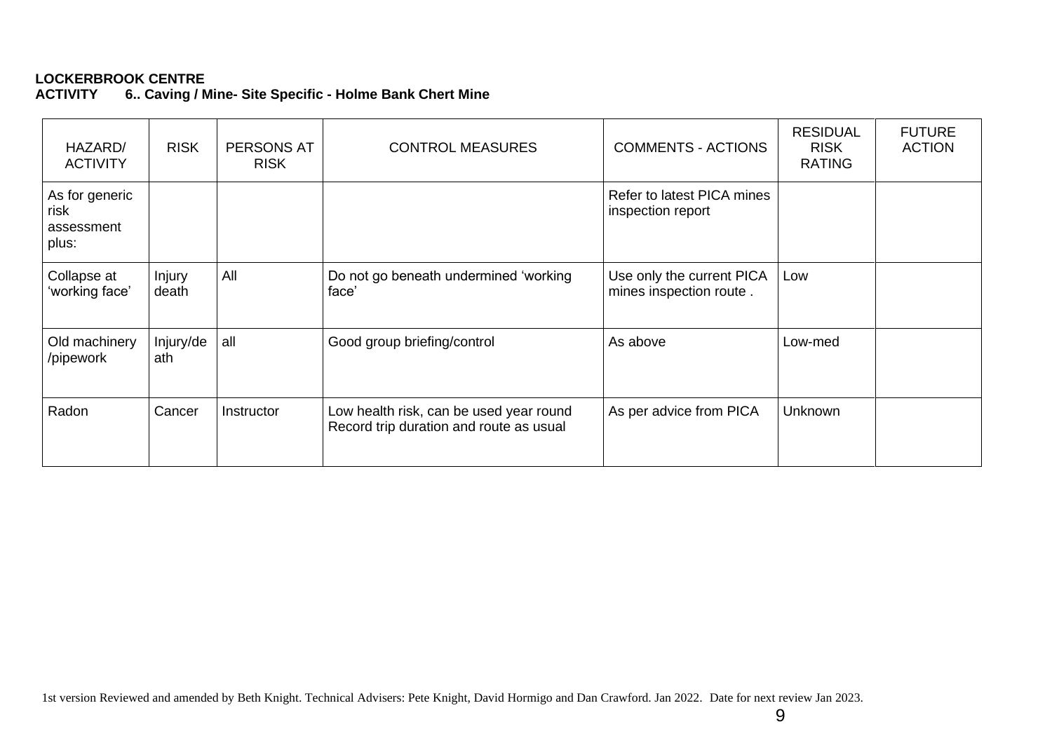**LOCKERBROOK CENTRE**
**ACTIVITY 6.. Caving / Mine- Site Specific - Holme Bank Chert Mine**

| HAZARD/ ACTIVITY | RISK | PERSONS AT RISK | CONTROL MEASURES | COMMENTS - ACTIONS | RESIDUAL RISK RATING | FUTURE ACTION |
|---|---|---|---|---|---|---|
| As for generic risk assessment plus: | | | | Refer to latest PICA mines inspection report | | |
| Collapse at 'working face' | Injury death | All | Do not go beneath undermined 'working face' | Use only the current PICA mines inspection route . | Low | |
| Old machinery /pipework | Injury/death | all | Good group briefing/control | As above | Low-med | |
| Radon | Cancer | Instructor | Low health risk, can be used year round Record trip duration and route as usual | As per advice from PICA | Unknown | |

1st version Reviewed and amended by Beth Knight. Technical Advisers: Pete Knight, David Hormigo and Dan Crawford. Jan 2022. Date for next review Jan 2023.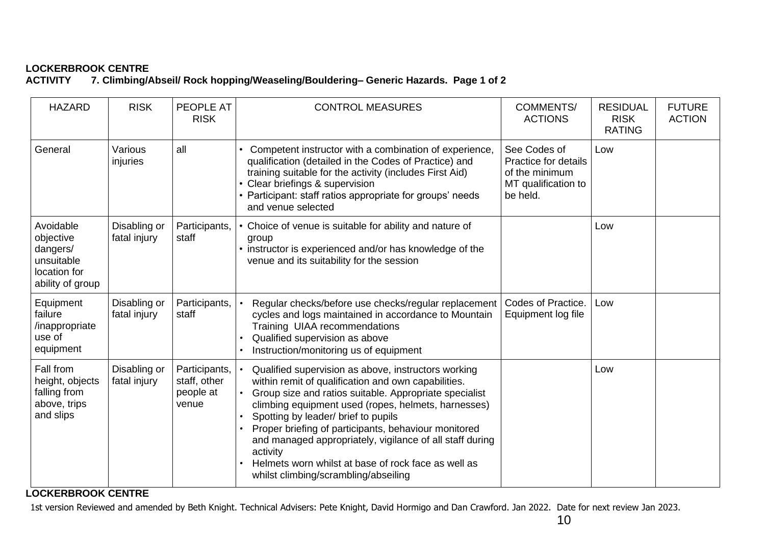**LOCKERBROOK CENTRE**
**ACTIVITY 7. Climbing/Abseil/ Rock hopping/Weaseling/Bouldering– Generic Hazards. Page 1 of 2**

| HAZARD | RISK | PEOPLE AT RISK | CONTROL MEASURES | COMMENTS/ ACTIONS | RESIDUAL RISK RATING | FUTURE ACTION |
|---|---|---|---|---|---|---|
| General | Various injuries | all | • Competent instructor with a combination of experience, qualification (detailed in the Codes of Practice) and training suitable for the activity (includes First Aid)<br>• Clear briefings & supervision<br>• Participant: staff ratios appropriate for groups' needs and venue selected | See Codes of Practice for details of the minimum MT qualification to be held. | Low | |
| Avoidable objective dangers/ unsuitable location for ability of group | Disabling or fatal injury | Participants, staff | • Choice of venue is suitable for ability and nature of group<br>• instructor is experienced and/or has knowledge of the venue and its suitability for the session | | Low | |
| Equipment failure /inappropriate use of equipment | Disabling or fatal injury | Participants, staff | • Regular checks/before use checks/regular replacement cycles and logs maintained in accordance to Mountain Training UIAA recommendations<br>• Qualified supervision as above<br>• Instruction/monitoring us of equipment | Codes of Practice. Equipment log file | Low | |
| Fall from height, objects falling from above, trips and slips | Disabling or fatal injury | Participants, staff, other people at venue | • Qualified supervision as above, instructors working within remit of qualification and own capabilities.<br>• Group size and ratios suitable. Appropriate specialist climbing equipment used (ropes, helmets, harnesses)<br>• Spotting by leader/ brief to pupils<br>• Proper briefing of participants, behaviour monitored and managed appropriately, vigilance of all staff during activity<br>• Helmets worn whilst at base of rock face as well as whilst climbing/scrambling/abseiling | | Low | |

**LOCKERBROOK CENTRE**

1st version Reviewed and amended by Beth Knight. Technical Advisers: Pete Knight, David Hormigo and Dan Crawford. Jan 2022. Date for next review Jan 2023.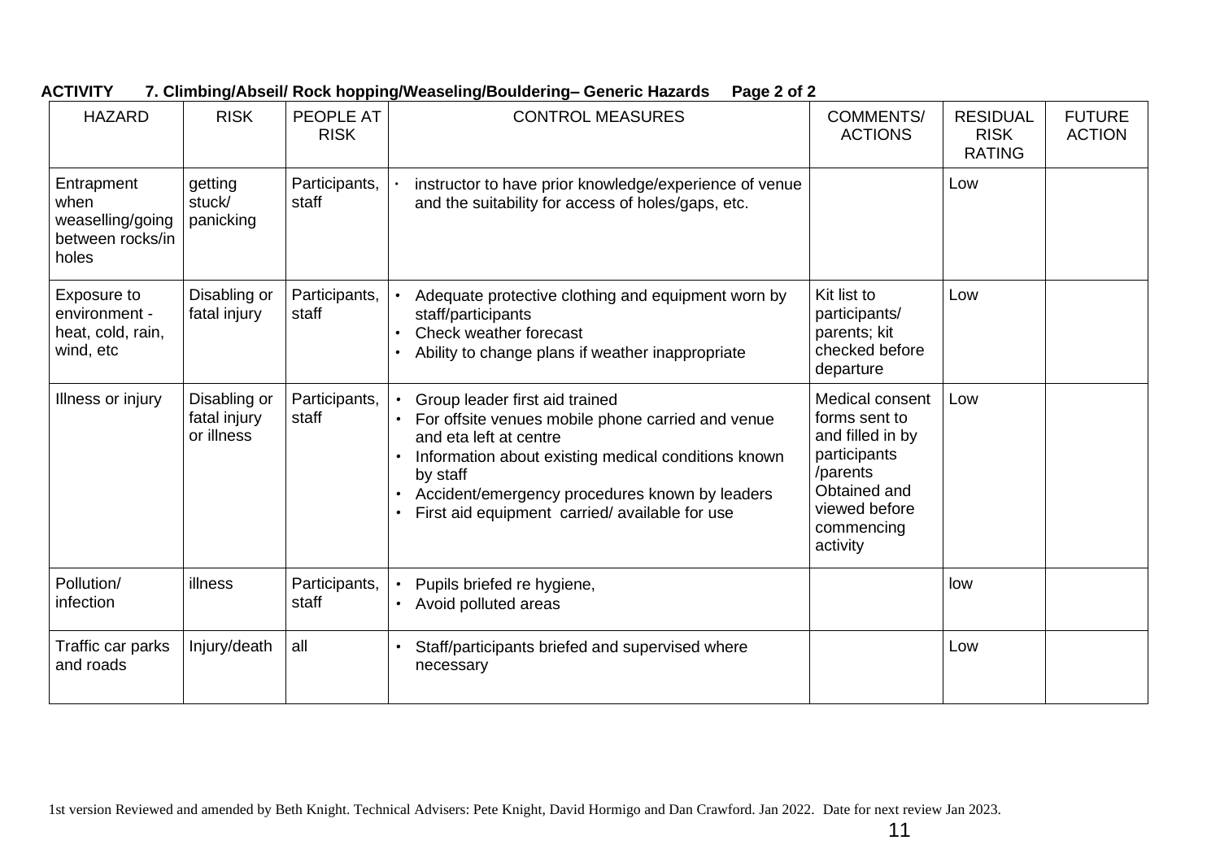**ACTIVITY 7. Climbing/Abseil/ Rock hopping/Weaseling/Bouldering– Generic Hazards Page 2 of 2**

| HAZARD | RISK | PEOPLE AT RISK | CONTROL MEASURES | COMMENTS/ ACTIONS | RESIDUAL RISK RATING | FUTURE ACTION |
|---|---|---|---|---|---|---|
| Entrapment when weaselling/going between rocks/in holes | getting stuck/ panicking | Participants, staff | • instructor to have prior knowledge/experience of venue and the suitability for access of holes/gaps, etc. | | Low | |
| Exposure to environment - heat, cold, rain, wind, etc | Disabling or fatal injury | Participants, staff | • Adequate protective clothing and equipment worn by staff/participants<br>• Check weather forecast<br>• Ability to change plans if weather inappropriate | Kit list to participants/ parents; kit checked before departure | Low | |
| Illness or injury | Disabling or fatal injury or illness | Participants, staff | • Group leader first aid trained<br>• For offsite venues mobile phone carried and venue and eta left at centre<br>• Information about existing medical conditions known by staff<br>• Accident/emergency procedures known by leaders<br>• First aid equipment carried/ available for use | Medical consent forms sent to and filled in by participants /parents Obtained and viewed before commencing activity | Low | |
| Pollution/ infection | illness | Participants, staff | • Pupils briefed re hygiene,<br>• Avoid polluted areas | | low | |
| Traffic car parks and roads | Injury/death | all | • Staff/participants briefed and supervised where necessary | | Low | |

1st version Reviewed and amended by Beth Knight. Technical Advisers: Pete Knight, David Hormigo and Dan Crawford. Jan 2022. Date for next review Jan 2023.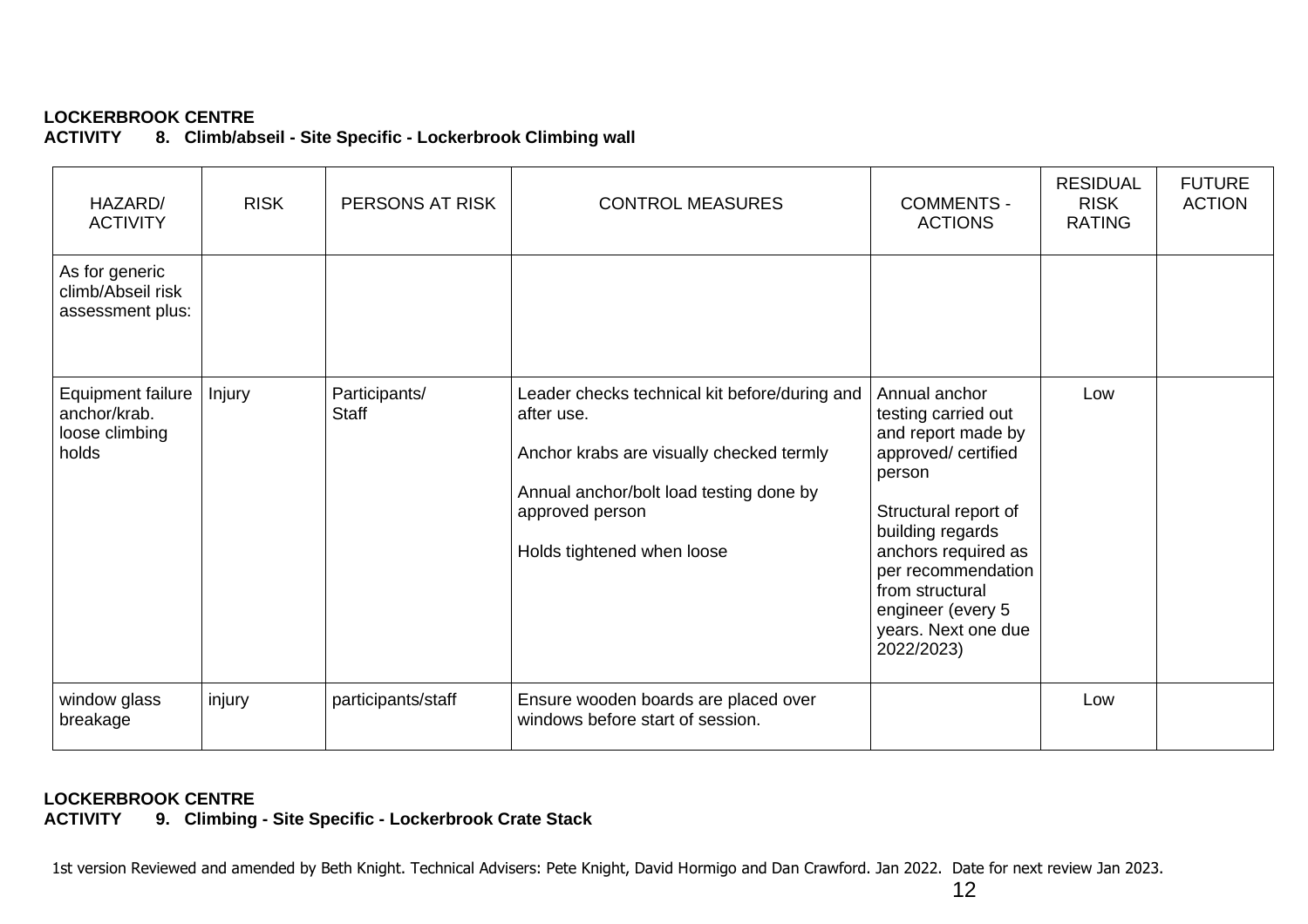**LOCKERBROOK CENTRE**
**ACTIVITY 8. Climb/abseil - Site Specific - Lockerbrook Climbing wall**

| HAZARD/ ACTIVITY | RISK | PERSONS AT RISK | CONTROL MEASURES | COMMENTS - ACTIONS | RESIDUAL RISK RATING | FUTURE ACTION |
|---|---|---|---|---|---|---|
| As for generic climb/Abseil risk assessment plus: | | | | | | |
| Equipment failure anchor/krab. loose climbing holds | Injury | Participants/ Staff | Leader checks technical kit before/during and after use.<br><br>Anchor krabs are visually checked termly<br><br>Annual anchor/bolt load testing done by approved person<br><br>Holds tightened when loose | Annual anchor testing carried out and report made by approved/ certified person<br><br>Structural report of building regards anchors required as per recommendation from structural engineer (every 5 years. Next one due 2022/2023) | Low | |
| window glass breakage | injury | participants/staff | Ensure wooden boards are placed over windows before start of session. | | Low | |

**LOCKERBROOK CENTRE**
**ACTIVITY 9. Climbing - Site Specific - Lockerbrook Crate Stack**

1st version Reviewed and amended by Beth Knight. Technical Advisers: Pete Knight, David Hormigo and Dan Crawford. Jan 2022. Date for next review Jan 2023.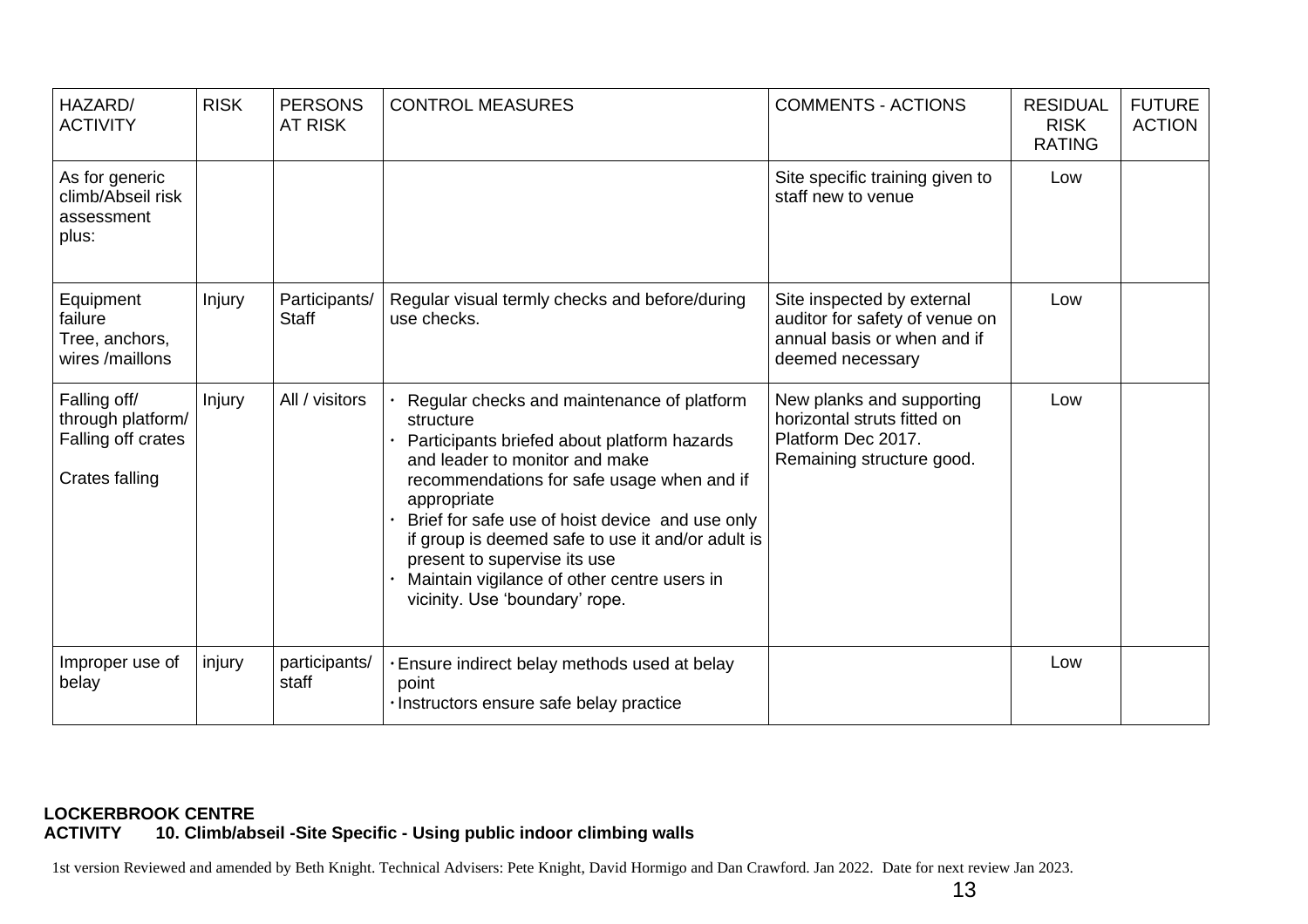| HAZARD/ ACTIVITY | RISK | PERSONS AT RISK | CONTROL MEASURES | COMMENTS - ACTIONS | RESIDUAL RISK RATING | FUTURE ACTION |
|---|---|---|---|---|---|---|
| As for generic climb/Abseil risk assessment plus: | | | | Site specific training given to staff new to venue | Low | |
| Equipment failure<br>Tree, anchors, wires /maillons | Injury | Participants/ Staff | Regular visual termly checks and before/during use checks. | Site inspected by external auditor for safety of venue on annual basis or when and if deemed necessary | Low | |
| Falling off/ through platform/ Falling off crates<br><br>Crates falling | Injury | All / visitors | • Regular checks and maintenance of platform structure<br>• Participants briefed about platform hazards and leader to monitor and make recommendations for safe usage when and if appropriate<br>• Brief for safe use of hoist device and use only if group is deemed safe to use it and/or adult is present to supervise its use<br>• Maintain vigilance of other centre users in vicinity. Use 'boundary' rope. | New planks and supporting horizontal struts fitted on Platform Dec 2017.<br>Remaining structure good. | Low | |
| Improper use of belay | injury | participants/ staff | • Ensure indirect belay methods used at belay point<br>• Instructors ensure safe belay practice | | Low | |

**LOCKERBROOK CENTRE**
**ACTIVITY 10. Climb/abseil -Site Specific - Using public indoor climbing walls**

1st version Reviewed and amended by Beth Knight. Technical Advisers: Pete Knight, David Hormigo and Dan Crawford. Jan 2022. Date for next review Jan 2023.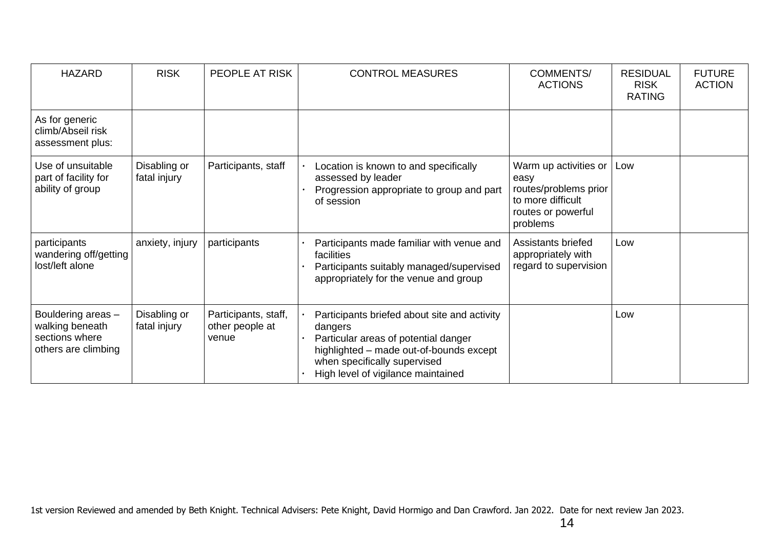| HAZARD | RISK | PEOPLE AT RISK | CONTROL MEASURES | COMMENTS/ ACTIONS | RESIDUAL RISK RATING | FUTURE ACTION |
|---|---|---|---|---|---|---|
| As for generic climb/Abseil risk assessment plus: | | | | | | |
| Use of unsuitable part of facility for ability of group | Disabling or fatal injury | Participants, staff | • Location is known to and specifically assessed by leader<br>• Progression appropriate to group and part of session | Warm up activities or easy routes/problems prior to more difficult routes or powerful problems | Low | |
| participants wandering off/getting lost/left alone | anxiety, injury | participants | • Participants made familiar with venue and facilities<br>• Participants suitably managed/supervised appropriately for the venue and group | Assistants briefed appropriately with regard to supervision | Low | |
| Bouldering areas – walking beneath sections where others are climbing | Disabling or fatal injury | Participants, staff, other people at venue | • Participants briefed about site and activity dangers<br>• Particular areas of potential danger highlighted – made out-of-bounds except when specifically supervised<br>• High level of vigilance maintained | | Low | |

1st version Reviewed and amended by Beth Knight. Technical Advisers: Pete Knight, David Hormigo and Dan Crawford. Jan 2022. Date for next review Jan 2023.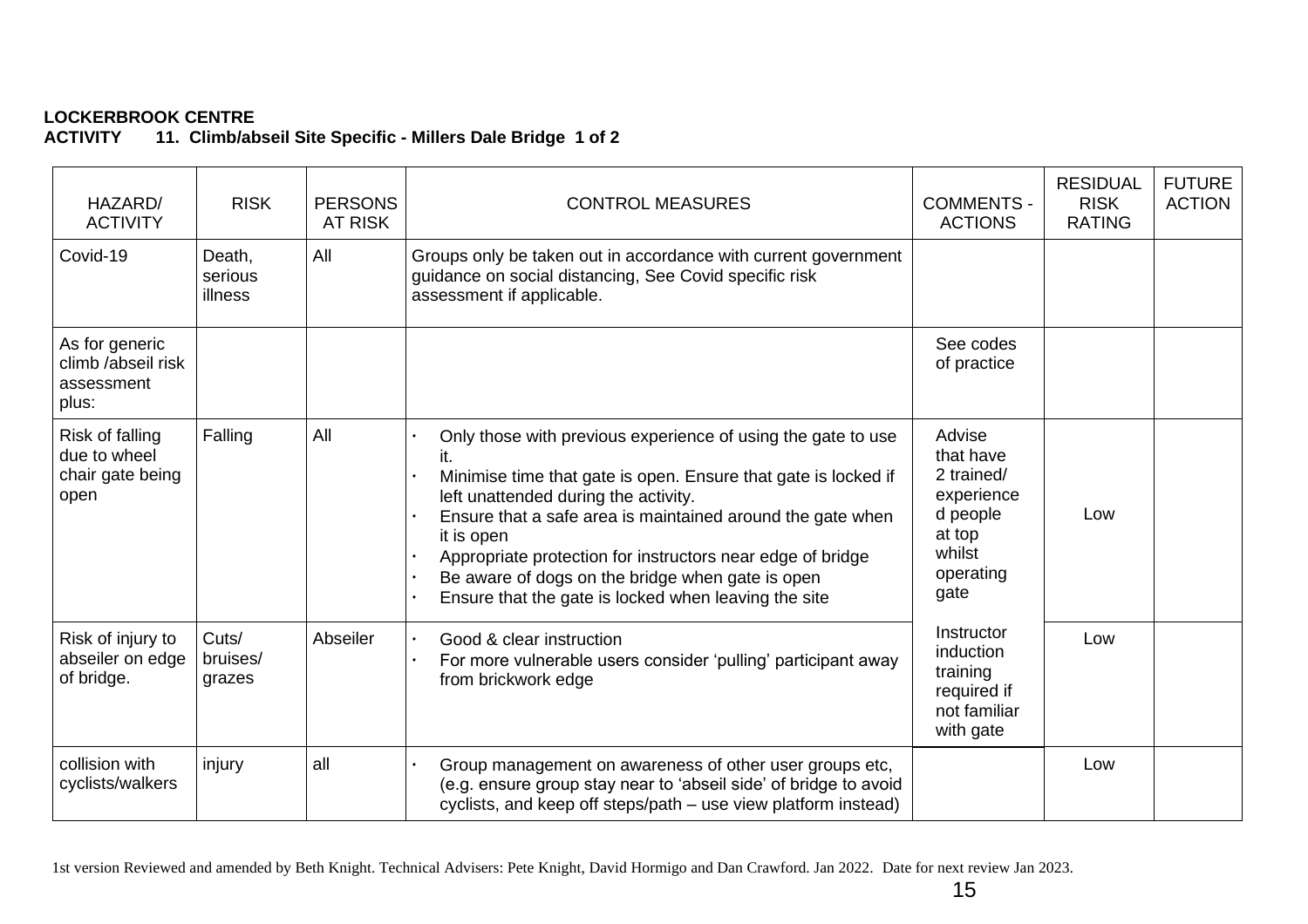**LOCKERBROOK CENTRE**
**ACTIVITY 11. Climb/abseil Site Specific - Millers Dale Bridge 1 of 2**

| HAZARD/ ACTIVITY | RISK | PERSONS AT RISK | CONTROL MEASURES | COMMENTS - ACTIONS | RESIDUAL RISK RATING | FUTURE ACTION |
|---|---|---|---|---|---|---|
| Covid-19 | Death, serious illness | All | Groups only be taken out in accordance with current government guidance on social distancing, See Covid specific risk assessment if applicable. | | | |
| As for generic climb /abseil risk assessment plus: | | | | See codes of practice | | |
| Risk of falling due to wheel chair gate being open | Falling | All | • Only those with previous experience of using the gate to use it.<br>• Minimise time that gate is open. Ensure that gate is locked if left unattended during the activity.<br>• Ensure that a safe area is maintained around the gate when it is open<br>• Appropriate protection for instructors near edge of bridge<br>• Be aware of dogs on the bridge when gate is open<br>• Ensure that the gate is locked when leaving the site | Advise that have 2 trained/ experienced people at top whilst operating gate | Low | |
| Risk of injury to abseiler on edge of bridge. | Cuts/ bruises/ grazes | Abseiler | • Good & clear instruction<br>• For more vulnerable users consider 'pulling' participant away from brickwork edge | Instructor induction training required if not familiar with gate | Low | |
| collision with cyclists/walkers | injury | all | • Group management on awareness of other user groups etc, (e.g. ensure group stay near to 'abseil side' of bridge to avoid cyclists, and keep off steps/path – use view platform instead) | | Low | |

1st version Reviewed and amended by Beth Knight. Technical Advisers: Pete Knight, David Hormigo and Dan Crawford. Jan 2022. Date for next review Jan 2023.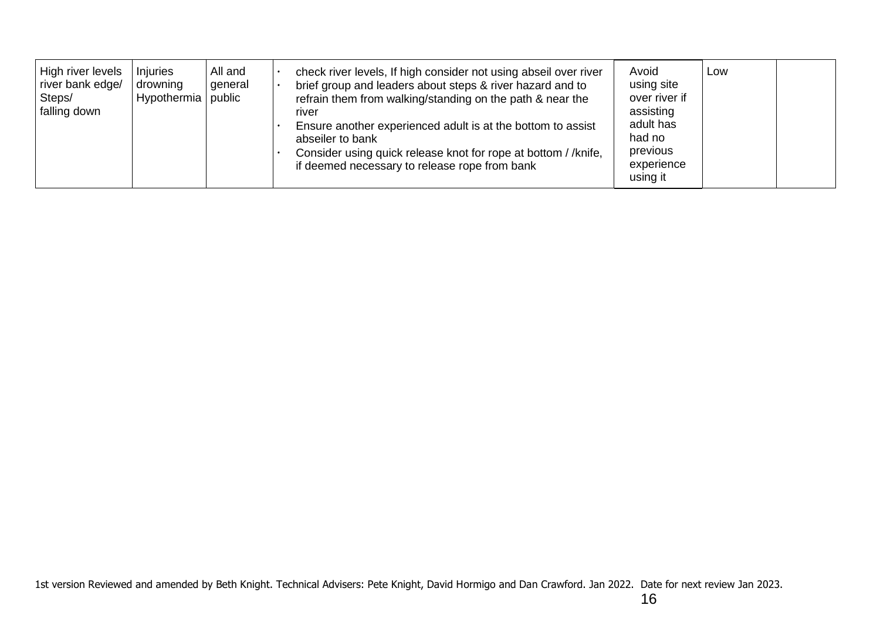| | | | | | | |
|---|---|---|---|---|---|---|
| High river levels river bank edge/ Steps/ falling down | Injuries drowning Hypothermia | All and general public | • check river levels, If high consider not using abseil over river<br>• brief group and leaders about steps & river hazard and to refrain them from walking/standing on the path & near the river<br>• Ensure another experienced adult is at the bottom to assist abseiler to bank<br>• Consider using quick release knot for rope at bottom / /knife, if deemed necessary to release rope from bank | Avoid using site over river if assisting adult has had no previous experience using it | Low | |

1st version Reviewed and amended by Beth Knight. Technical Advisers: Pete Knight, David Hormigo and Dan Crawford. Jan 2022. Date for next review Jan 2023.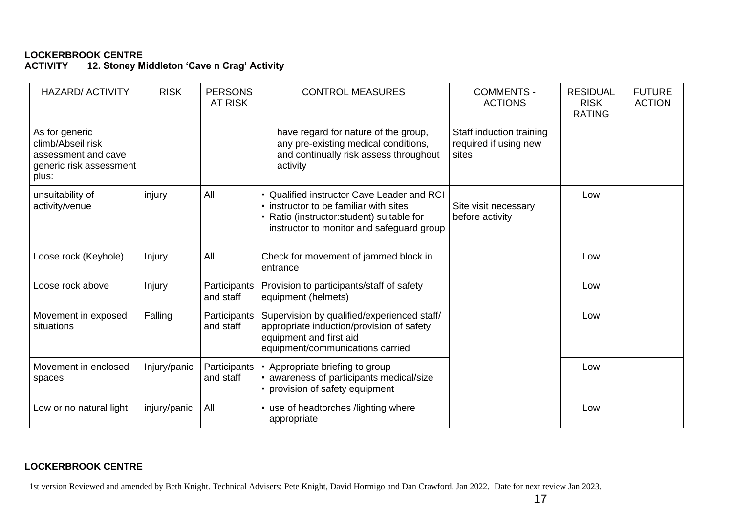**LOCKERBROOK CENTRE**
**ACTIVITY 12. Stoney Middleton 'Cave n Crag' Activity**

| HAZARD/ ACTIVITY | RISK | PERSONS AT RISK | CONTROL MEASURES | COMMENTS - ACTIONS | RESIDUAL RISK RATING | FUTURE ACTION |
|---|---|---|---|---|---|---|
| As for generic climb/Abseil risk assessment and cave generic risk assessment plus: | | | have regard for nature of the group, any pre-existing medical conditions, and continually risk assess throughout activity | Staff induction training required if using new sites | | |
| unsuitability of activity/venue | injury | All | • Qualified instructor Cave Leader and RCI<br>• instructor to be familiar with sites<br>• Ratio (instructor:student) suitable for instructor to monitor and safeguard group | Site visit necessary before activity | Low | |
| Loose rock (Keyhole) | Injury | All | Check for movement of jammed block in entrance | | Low | |
| Loose rock above | Injury | Participants and staff | Provision to participants/staff of safety equipment (helmets) | | Low | |
| Movement in exposed situations | Falling | Participants and staff | Supervision by qualified/experienced staff/ appropriate induction/provision of safety equipment and first aid equipment/communications carried | | Low | |
| Movement in enclosed spaces | Injury/panic | Participants and staff | • Appropriate briefing to group<br>• awareness of participants medical/size<br>• provision of safety equipment | | Low | |
| Low or no natural light | injury/panic | All | • use of headtorches /lighting where appropriate | | Low | |

**LOCKERBROOK CENTRE**

1st version Reviewed and amended by Beth Knight. Technical Advisers: Pete Knight, David Hormigo and Dan Crawford. Jan 2022. Date for next review Jan 2023.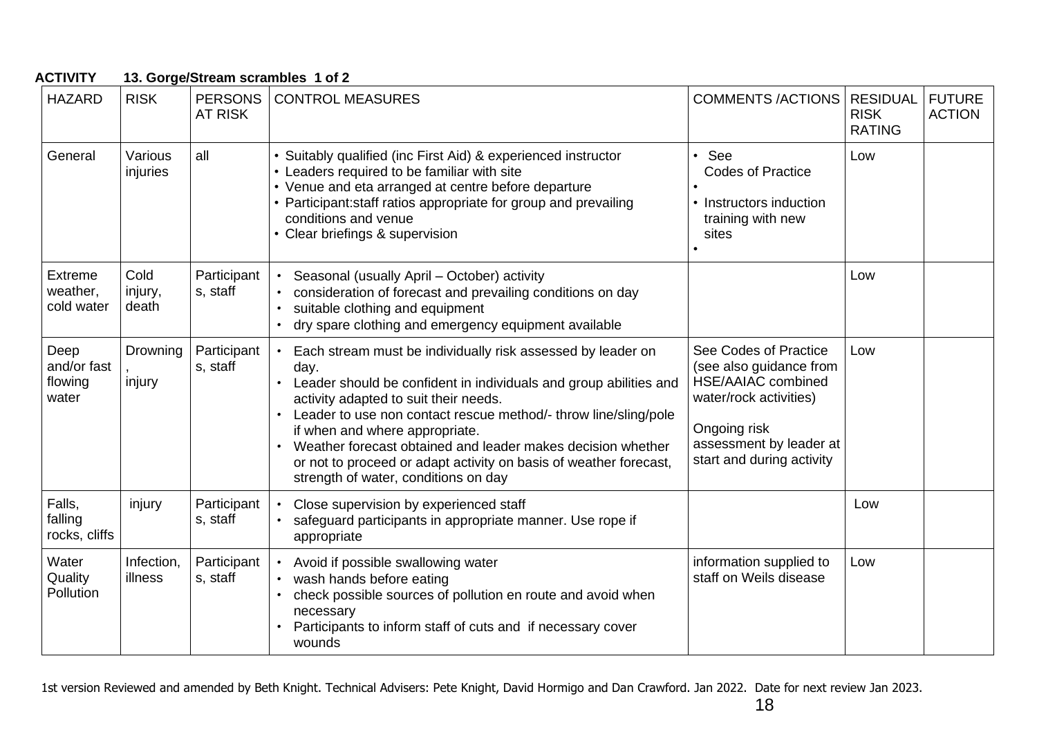**ACTIVITY  13. Gorge/Stream scrambles 1 of 2**

| HAZARD | RISK | PERSONS AT RISK | CONTROL MEASURES | COMMENTS /ACTIONS | RESIDUAL RISK RATING | FUTURE ACTION |
|---|---|---|---|---|---|---|
| General | Various injuries | all | • Suitably qualified (inc First Aid) & experienced instructor<br>• Leaders required to be familiar with site<br>• Venue and eta arranged at centre before departure<br>• Participant:staff ratios appropriate for group and prevailing conditions and venue<br>• Clear briefings & supervision | • See Codes of Practice<br>•<br>• Instructors induction training with new sites<br>• | Low | |
| Extreme weather, cold water | Cold injury, death | Participants, staff | • Seasonal (usually April – October) activity<br>• consideration of forecast and prevailing conditions on day<br>• suitable clothing and equipment<br>• dry spare clothing and emergency equipment available | | Low | |
| Deep and/or fast flowing water | Drowning, injury | Participants, staff | • Each stream must be individually risk assessed by leader on day.<br>• Leader should be confident in individuals and group abilities and activity adapted to suit their needs.<br>• Leader to use non contact rescue method/- throw line/sling/pole if when and where appropriate.<br>• Weather forecast obtained and leader makes decision whether or not to proceed or adapt activity on basis of weather forecast, strength of water, conditions on day | See Codes of Practice (see also guidance from HSE/AAIAC combined water/rock activities)<br><br>Ongoing risk assessment by leader at start and during activity | Low | |
| Falls, falling rocks, cliffs | injury | Participants, staff | • Close supervision by experienced staff<br>• safeguard participants in appropriate manner. Use rope if appropriate | | Low | |
| Water Quality Pollution | Infection, illness | Participants, staff | • Avoid if possible swallowing water<br>• wash hands before eating<br>• check possible sources of pollution en route and avoid when necessary<br>• Participants to inform staff of cuts and if necessary cover wounds | information supplied to staff on Weils disease | Low | |

1st version Reviewed and amended by Beth Knight. Technical Advisers: Pete Knight, David Hormigo and Dan Crawford. Jan 2022. Date for next review Jan 2023.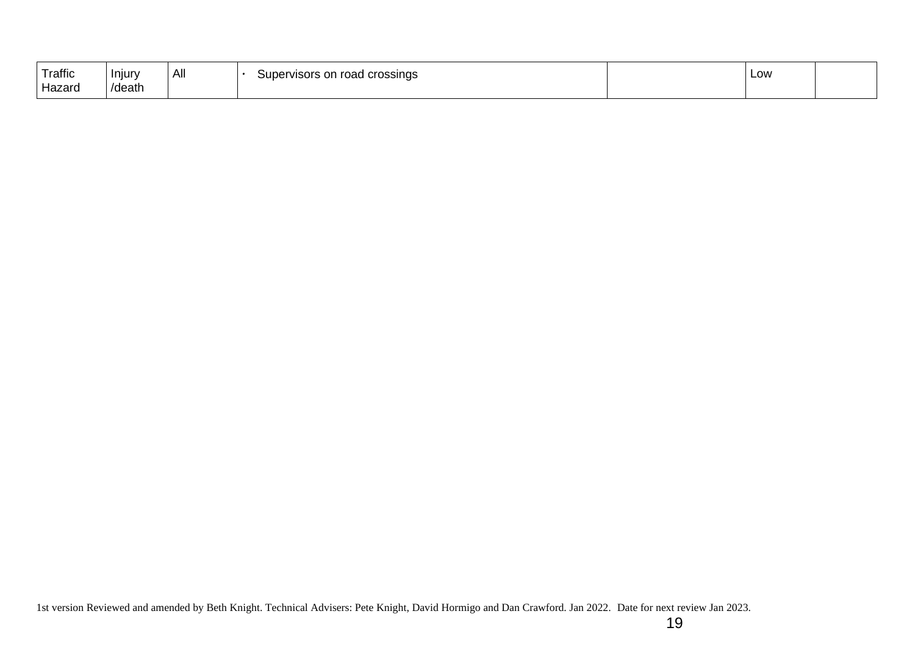| Traffic Hazard | Injury /death | All | • Supervisors on road crossings | | Low | |
|---|---|---|---|---|---|---|

1st version Reviewed and amended by Beth Knight. Technical Advisers: Pete Knight, David Hormigo and Dan Crawford. Jan 2022. Date for next review Jan 2023.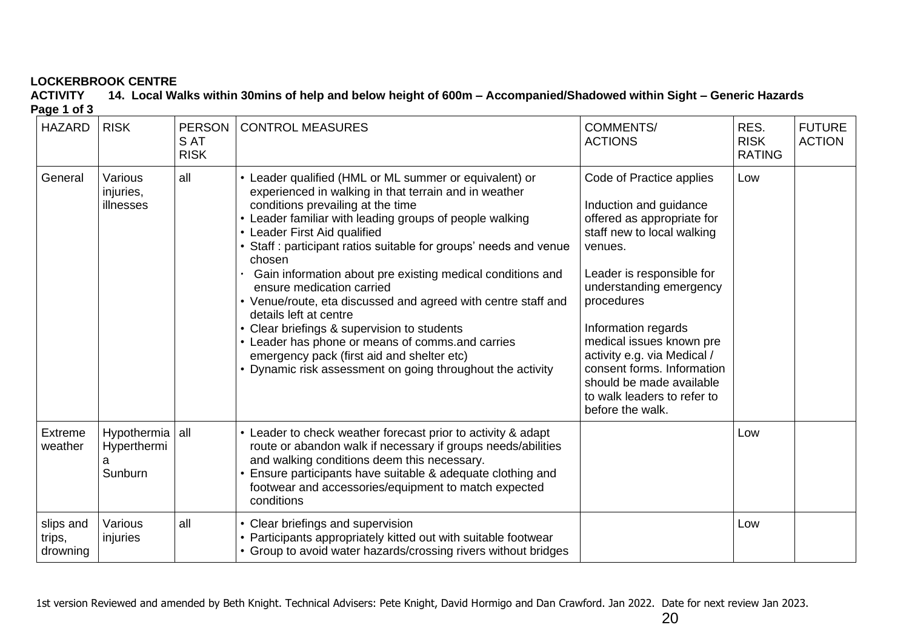**LOCKERBROOK CENTRE**

**ACTIVITY 14. Local Walks within 30mins of help and below height of 600m – Accompanied/Shadowed within Sight – Generic Hazards**

**Page 1 of 3**

| HAZARD | RISK | PERSONS AT RISK | CONTROL MEASURES | COMMENTS/ ACTIONS | RES. RISK RATING | FUTURE ACTION |
|---|---|---|---|---|---|---|
| General | Various injuries, illnesses | all | • Leader qualified (HML or ML summer or equivalent) or experienced in walking in that terrain and in weather conditions prevailing at the time<br>• Leader familiar with leading groups of people walking<br>• Leader First Aid qualified<br>• Staff : participant ratios suitable for groups' needs and venue chosen<br>• Gain information about pre existing medical conditions and ensure medication carried<br>• Venue/route, eta discussed and agreed with centre staff and details left at centre<br>• Clear briefings & supervision to students<br>• Leader has phone or means of comms.and carries emergency pack (first aid and shelter etc)<br>• Dynamic risk assessment on going throughout the activity | Code of Practice applies<br><br>Induction and guidance offered as appropriate for staff new to local walking venues.<br><br>Leader is responsible for understanding emergency procedures<br><br>Information regards medical issues known pre activity e.g. via Medical / consent forms. Information should be made available to walk leaders to refer to before the walk. | Low | |
| Extreme weather | Hypothermia<br>Hyperthermia<br>Sunburn | all | • Leader to check weather forecast prior to activity & adapt route or abandon walk if necessary if groups needs/abilities and walking conditions deem this necessary.<br>• Ensure participants have suitable & adequate clothing and footwear and accessories/equipment to match expected conditions | | Low | |
| slips and trips, drowning | Various injuries | all | • Clear briefings and supervision<br>• Participants appropriately kitted out with suitable footwear<br>• Group to avoid water hazards/crossing rivers without bridges | | Low | |

1st version Reviewed and amended by Beth Knight. Technical Advisers: Pete Knight, David Hormigo and Dan Crawford. Jan 2022. Date for next review Jan 2023.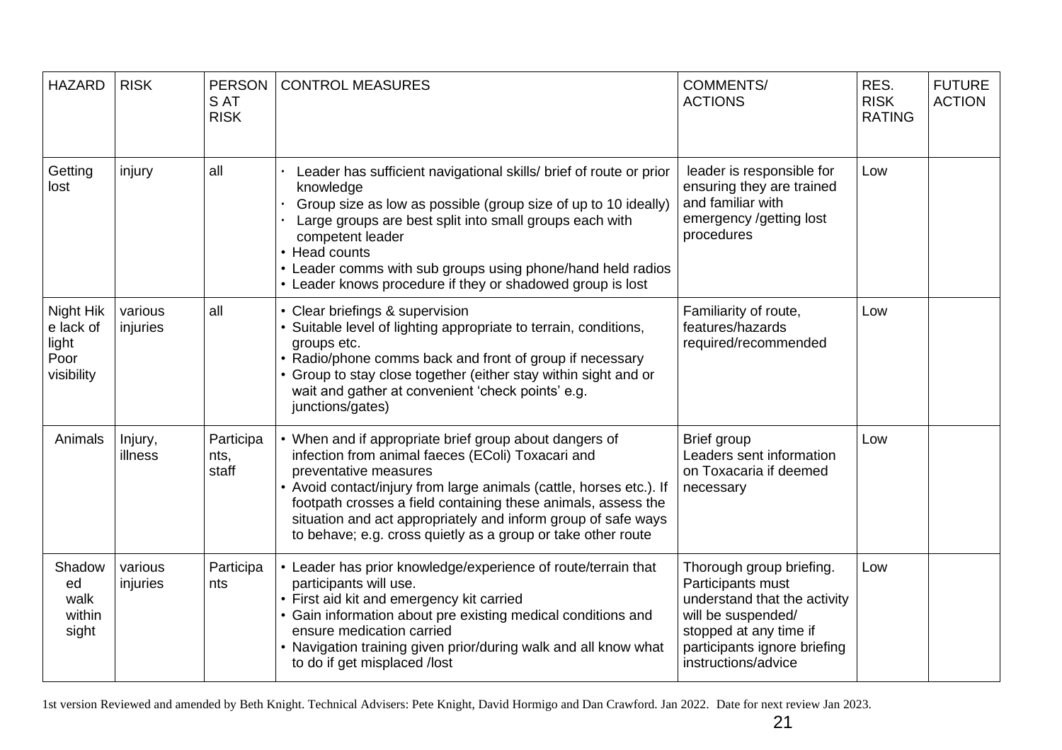| HAZARD | RISK | PERSONS AT RISK | CONTROL MEASURES | COMMENTS/ ACTIONS | RES. RISK RATING | FUTURE ACTION |
|---|---|---|---|---|---|---|
| Getting lost | injury | all | · Leader has sufficient navigational skills/ brief of route or prior knowledge<br>· Group size as low as possible (group size of up to 10 ideally)<br>· Large groups are best split into small groups each with competent leader<br>• Head counts<br>• Leader comms with sub groups using phone/hand held radios<br>• Leader knows procedure if they or shadowed group is lost | leader is responsible for ensuring they are trained and familiar with emergency /getting lost procedures | Low | |
| Night Hike lack of light Poor visibility | various injuries | all | • Clear briefings & supervision<br>• Suitable level of lighting appropriate to terrain, conditions, groups etc.<br>• Radio/phone comms back and front of group if necessary<br>• Group to stay close together (either stay within sight and or wait and gather at convenient 'check points' e.g. junctions/gates) | Familiarity of route, features/hazards required/recommended | Low | |
| Animals | Injury, illness | Participants, staff | • When and if appropriate brief group about dangers of infection from animal faeces (EColi) Toxacari and preventative measures<br>• Avoid contact/injury from large animals (cattle, horses etc.). If footpath crosses a field containing these animals, assess the situation and act appropriately and inform group of safe ways to behave; e.g. cross quietly as a group or take other route | Brief group<br>Leaders sent information on Toxacaria if deemed necessary | Low | |
| Shadowed walk within sight | various injuries | Participants | • Leader has prior knowledge/experience of route/terrain that participants will use.<br>• First aid kit and emergency kit carried<br>• Gain information about pre existing medical conditions and ensure medication carried<br>• Navigation training given prior/during walk and all know what to do if get misplaced /lost | Thorough group briefing. Participants must understand that the activity will be suspended/ stopped at any time if participants ignore briefing instructions/advice | Low | |

1st version Reviewed and amended by Beth Knight. Technical Advisers: Pete Knight, David Hormigo and Dan Crawford. Jan 2022. Date for next review Jan 2023.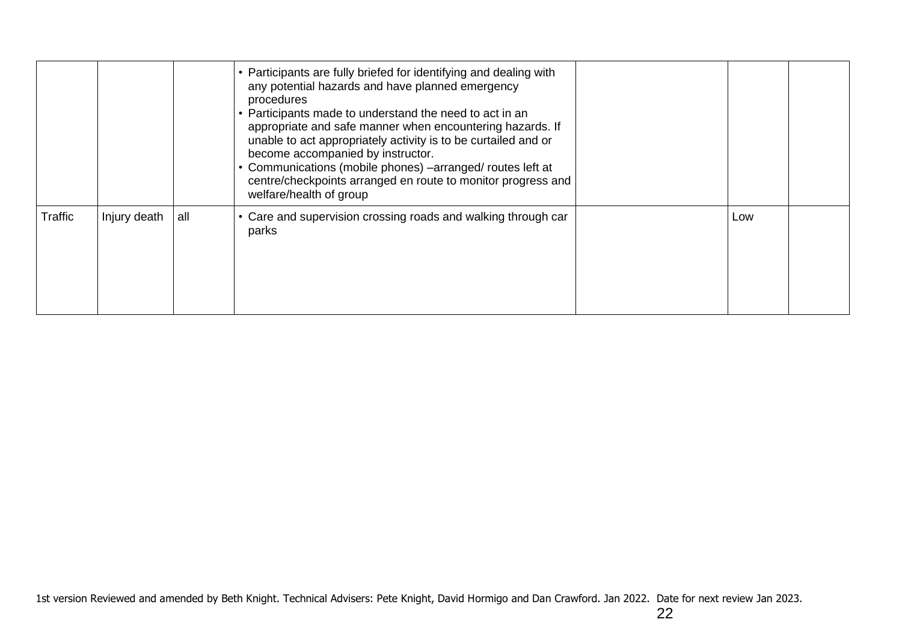| | | | | | | |
|---|---|---|---|---|---|---|
| | | | • Participants are fully briefed for identifying and dealing with any potential hazards and have planned emergency procedures<br>• Participants made to understand the need to act in an appropriate and safe manner when encountering hazards. If unable to act appropriately activity is to be curtailed and or become accompanied by instructor.<br>• Communications (mobile phones) –arranged/ routes left at centre/checkpoints arranged en route to monitor progress and welfare/health of group | | | |
| Traffic | Injury death | all | • Care and supervision crossing roads and walking through car parks | | Low | |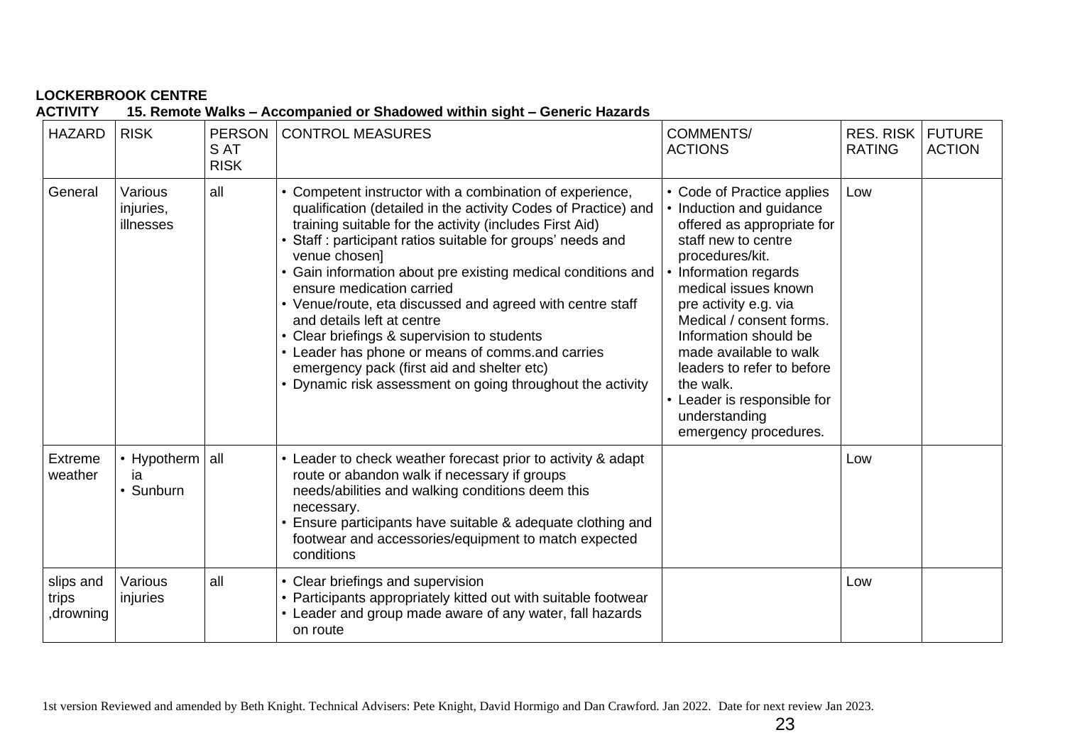**LOCKERBROOK CENTRE**

**ACTIVITY 15. Remote Walks – Accompanied or Shadowed within sight – Generic Hazards**

| HAZARD | RISK | PERSONS AT RISK | CONTROL MEASURES | COMMENTS/ ACTIONS | RES. RISK RATING | FUTURE ACTION |
|---|---|---|---|---|---|---|
| General | Various injuries, illnesses | all | • Competent instructor with a combination of experience, qualification (detailed in the activity Codes of Practice) and training suitable for the activity (includes First Aid)<br>• Staff : participant ratios suitable for groups' needs and venue chosen]<br>• Gain information about pre existing medical conditions and ensure medication carried<br>• Venue/route, eta discussed and agreed with centre staff and details left at centre<br>• Clear briefings & supervision to students<br>• Leader has phone or means of comms.and carries emergency pack (first aid and shelter etc)<br>• Dynamic risk assessment on going throughout the activity | • Code of Practice applies<br>• Induction and guidance offered as appropriate for staff new to centre procedures/kit.<br>• Information regards medical issues known pre activity e.g. via Medical / consent forms. Information should be made available to walk leaders to refer to before the walk.<br>• Leader is responsible for understanding emergency procedures. | Low | |
| Extreme weather | • Hypothermia<br>• Sunburn | all | • Leader to check weather forecast prior to activity & adapt route or abandon walk if necessary if groups needs/abilities and walking conditions deem this necessary.<br>• Ensure participants have suitable & adequate clothing and footwear and accessories/equipment to match expected conditions | | Low | |
| slips and trips ,drowning | Various injuries | all | • Clear briefings and supervision<br>• Participants appropriately kitted out with suitable footwear<br>• Leader and group made aware of any water, fall hazards on route | | Low | |

1st version Reviewed and amended by Beth Knight. Technical Advisers: Pete Knight, David Hormigo and Dan Crawford. Jan 2022. Date for next review Jan 2023.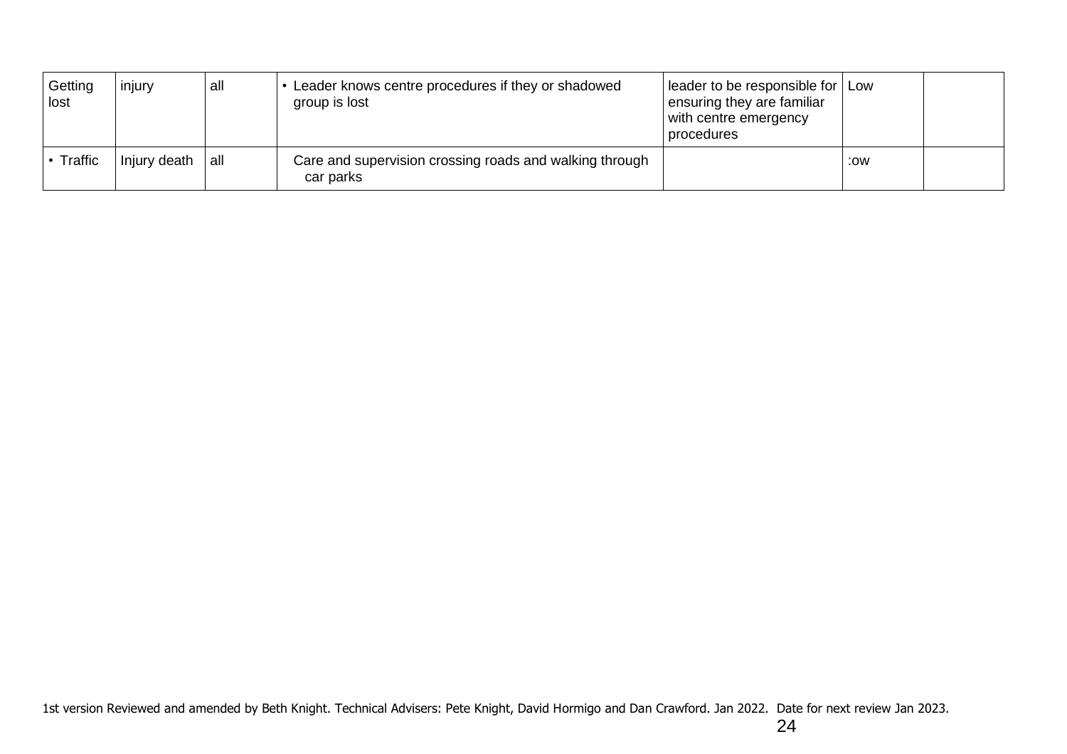| Getting lost | injury | all | • Leader knows centre procedures if they or shadowed group is lost | leader to be responsible for ensuring they are familiar with centre emergency procedures | Low | |
|---|---|---|---|---|---|---|
| • Traffic | Injury death | all | Care and supervision crossing roads and walking through car parks | | :ow | |

1st version Reviewed and amended by Beth Knight. Technical Advisers: Pete Knight, David Hormigo and Dan Crawford. Jan 2022. Date for next review Jan 2023.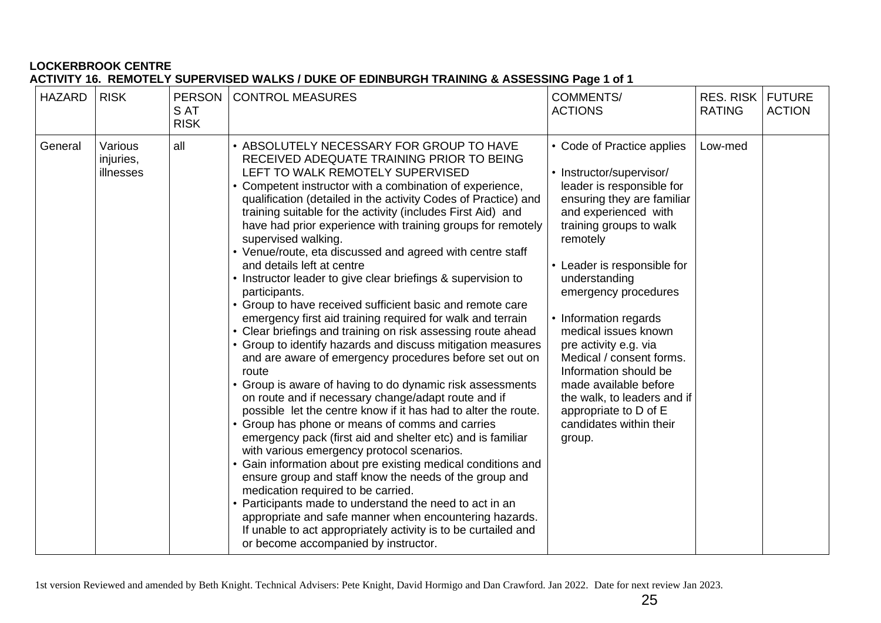**LOCKERBROOK CENTRE**
**ACTIVITY 16. REMOTELY SUPERVISED WALKS / DUKE OF EDINBURGH TRAINING & ASSESSING Page 1 of 1**

| HAZARD | RISK | PERSONS AT RISK | CONTROL MEASURES | COMMENTS/ ACTIONS | RES. RISK RATING | FUTURE ACTION |
|---|---|---|---|---|---|---|
| General | Various injuries, illnesses | all | • ABSOLUTELY NECESSARY FOR GROUP TO HAVE RECEIVED ADEQUATE TRAINING PRIOR TO BEING LEFT TO WALK REMOTELY SUPERVISED<br>• Competent instructor with a combination of experience, qualification (detailed in the activity Codes of Practice) and training suitable for the activity (includes First Aid) and have had prior experience with training groups for remotely supervised walking.<br>• Venue/route, eta discussed and agreed with centre staff and details left at centre<br>• Instructor leader to give clear briefings & supervision to participants.<br>• Group to have received sufficient basic and remote care emergency first aid training required for walk and terrain<br>• Clear briefings and training on risk assessing route ahead<br>• Group to identify hazards and discuss mitigation measures and are aware of emergency procedures before set out on route<br>• Group is aware of having to do dynamic risk assessments on route and if necessary change/adapt route and if possible let the centre know if it has had to alter the route.<br>• Group has phone or means of comms and carries emergency pack (first aid and shelter etc) and is familiar with various emergency protocol scenarios.<br>• Gain information about pre existing medical conditions and ensure group and staff know the needs of the group and medication required to be carried.<br>• Participants made to understand the need to act in an appropriate and safe manner when encountering hazards. If unable to act appropriately activity is to be curtailed and or become accompanied by instructor. | • Code of Practice applies<br><br>• Instructor/supervisor/ leader is responsible for ensuring they are familiar and experienced with training groups to walk remotely<br><br>• Leader is responsible for understanding emergency procedures<br><br>• Information regards medical issues known pre activity e.g. via Medical / consent forms. Information should be made available before the walk, to leaders and if appropriate to D of E candidates within their group. | Low-med | |

1st version Reviewed and amended by Beth Knight. Technical Advisers: Pete Knight, David Hormigo and Dan Crawford. Jan 2022. Date for next review Jan 2023.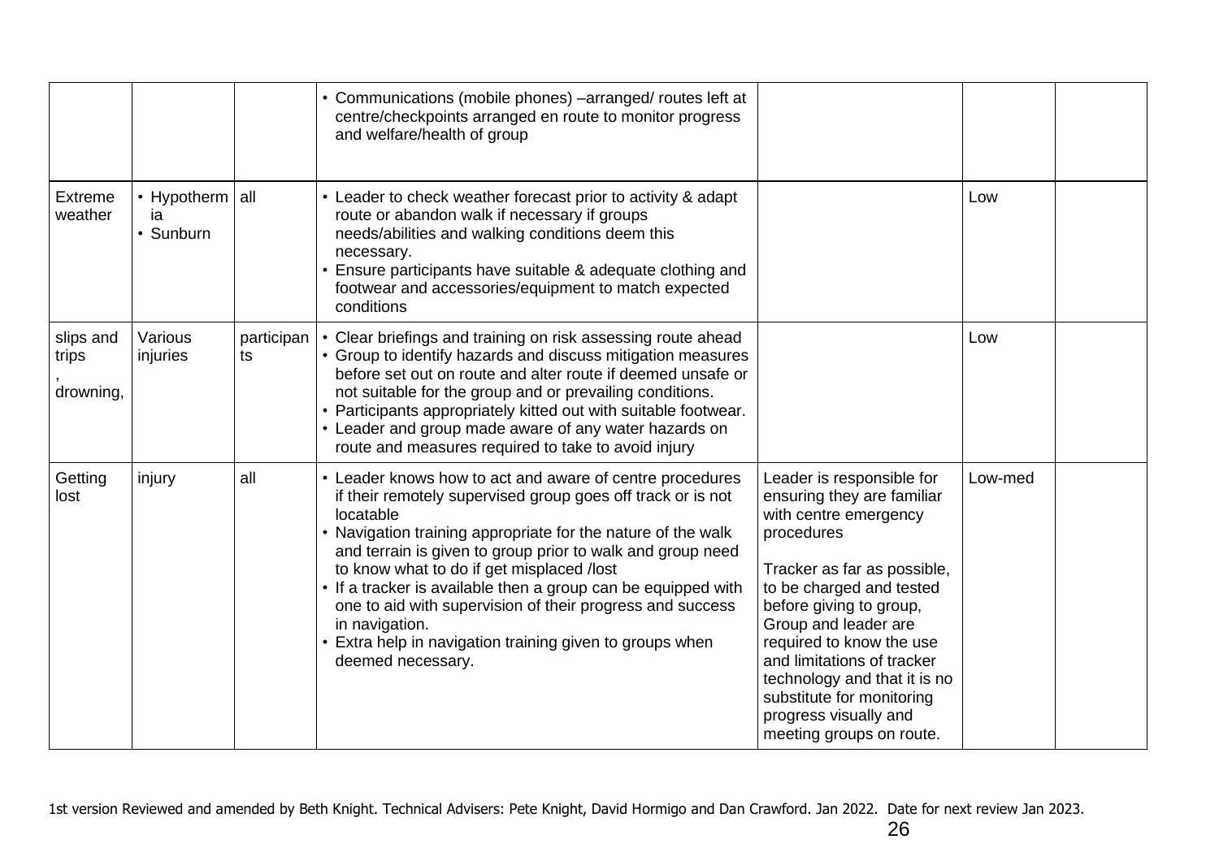| | | | | | | |
|---|---|---|---|---|---|---|
| | | | • Communications (mobile phones) –arranged/ routes left at centre/checkpoints arranged en route to monitor progress and welfare/health of group | | | |
| Extreme weather | • Hypothermia<br>• Sunburn | all | • Leader to check weather forecast prior to activity & adapt route or abandon walk if necessary if groups needs/abilities and walking conditions deem this necessary.<br>• Ensure participants have suitable & adequate clothing and footwear and accessories/equipment to match expected conditions | | Low | |
| slips and trips , drowning, | Various injuries | participants | • Clear briefings and training on risk assessing route ahead<br>• Group to identify hazards and discuss mitigation measures before set out on route and alter route if deemed unsafe or not suitable for the group and or prevailing conditions.<br>• Participants appropriately kitted out with suitable footwear.<br>• Leader and group made aware of any water hazards on route and measures required to take to avoid injury | | Low | |
| Getting lost | injury | all | • Leader knows how to act and aware of centre procedures if their remotely supervised group goes off track or is not locatable<br>• Navigation training appropriate for the nature of the walk and terrain is given to group prior to walk and group need to know what to do if get misplaced /lost<br>• If a tracker is available then a group can be equipped with one to aid with supervision of their progress and success in navigation.<br>• Extra help in navigation training given to groups when deemed necessary. | Leader is responsible for ensuring they are familiar with centre emergency procedures<br><br>Tracker as far as possible, to be charged and tested before giving to group, Group and leader are required to know the use and limitations of tracker technology and that it is no substitute for monitoring progress visually and meeting groups on route. | Low-med | |

1st version Reviewed and amended by Beth Knight. Technical Advisers: Pete Knight, David Hormigo and Dan Crawford. Jan 2022. Date for next review Jan 2023.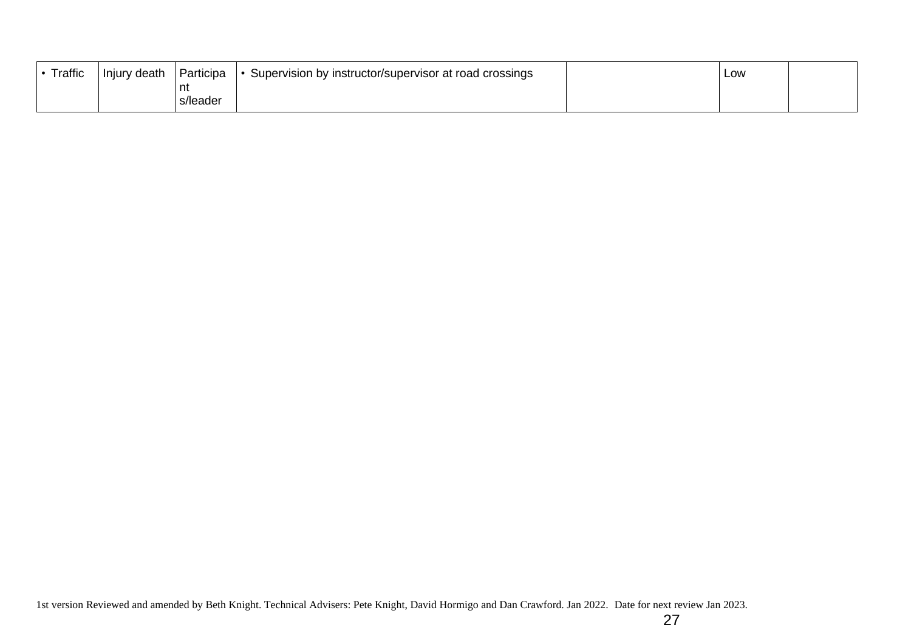| • Traffic | Injury death | Participants/leader | • Supervision by instructor/supervisor at road crossings | | Low | |
|---|---|---|---|---|---|---|

1st version Reviewed and amended by Beth Knight. Technical Advisers: Pete Knight, David Hormigo and Dan Crawford. Jan 2022. Date for next review Jan 2023.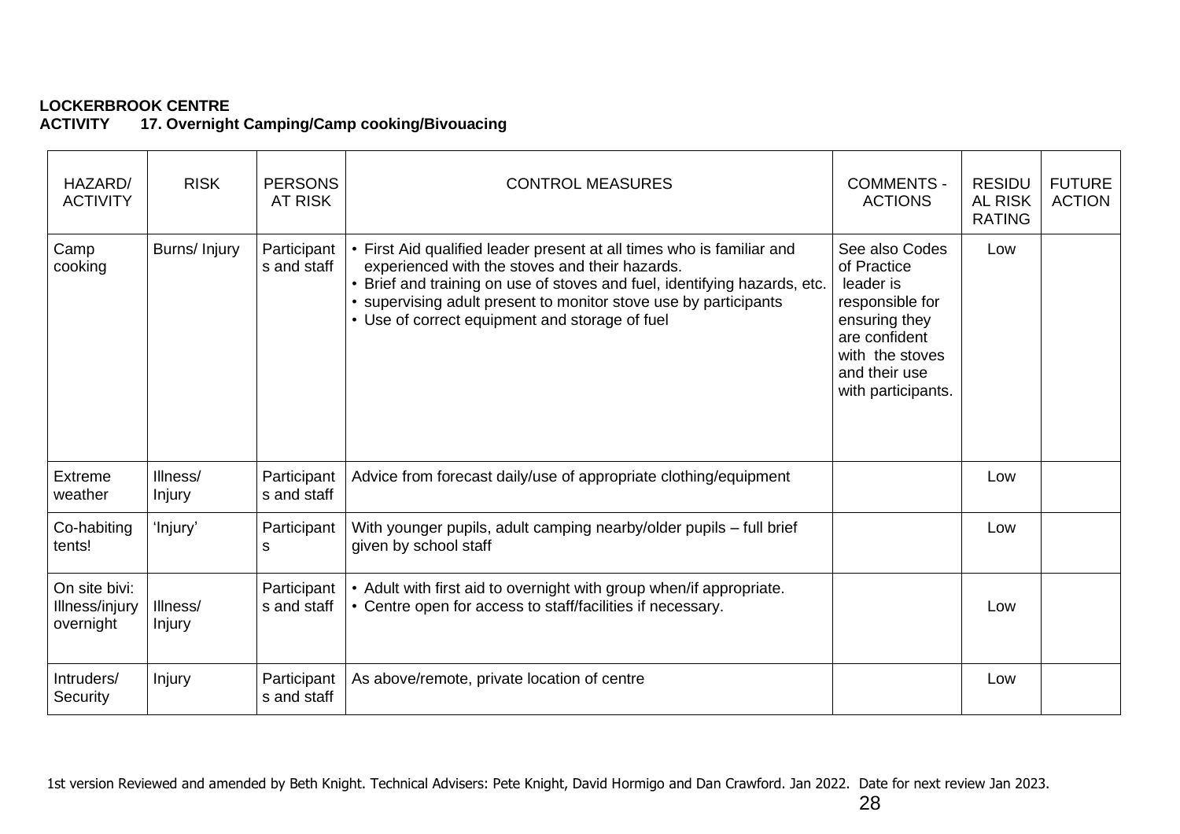**LOCKERBROOK CENTRE**
**ACTIVITY 17. Overnight Camping/Camp cooking/Bivouacing**

| HAZARD/ ACTIVITY | RISK | PERSONS AT RISK | CONTROL MEASURES | COMMENTS - ACTIONS | RESIDUAL RISK RATING | FUTURE ACTION |
|---|---|---|---|---|---|---|
| Camp cooking | Burns/ Injury | Participants and staff | • First Aid qualified leader present at all times who is familiar and experienced with the stoves and their hazards.<br>• Brief and training on use of stoves and fuel, identifying hazards, etc.<br>• supervising adult present to monitor stove use by participants<br>• Use of correct equipment and storage of fuel | See also Codes of Practice leader is responsible for ensuring they are confident with the stoves and their use with participants. | Low | |
| Extreme weather | Illness/ Injury | Participants and staff | Advice from forecast daily/use of appropriate clothing/equipment | | Low | |
| Co-habiting tents! | 'Injury' | Participants | With younger pupils, adult camping nearby/older pupils – full brief given by school staff | | Low | |
| On site bivi: Illness/injury overnight | Illness/ Injury | Participants and staff | • Adult with first aid to overnight with group when/if appropriate.<br>• Centre open for access to staff/facilities if necessary. | | Low | |
| Intruders/ Security | Injury | Participants and staff | As above/remote, private location of centre | | Low | |

1st version Reviewed and amended by Beth Knight. Technical Advisers: Pete Knight, David Hormigo and Dan Crawford. Jan 2022. Date for next review Jan 2023.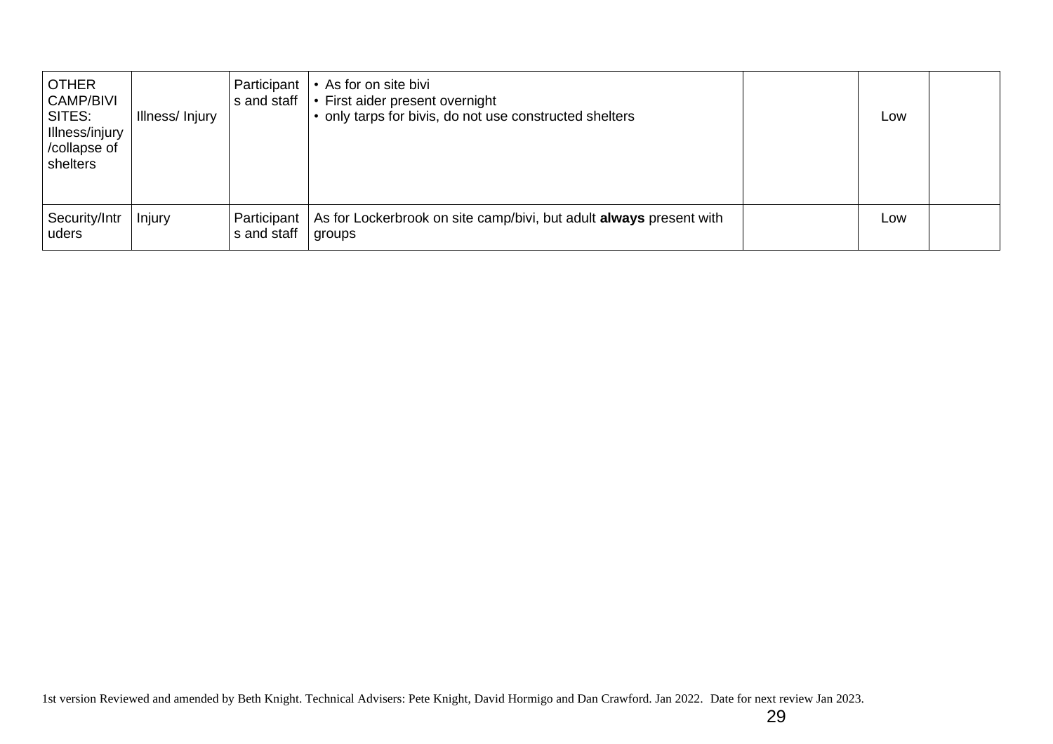| OTHER CAMP/BIVI SITES: Illness/injury /collapse of shelters | Illness/ Injury | Participants and staff | • As for on site bivi<br>• First aider present overnight<br>• only tarps for bivis, do not use constructed shelters | | Low | |
|---|---|---|---|---|---|---|
| Security/Intruders | Injury | Participants and staff | As for Lockerbrook on site camp/bivi, but adult **always** present with groups | | Low | |

1st version Reviewed and amended by Beth Knight. Technical Advisers: Pete Knight, David Hormigo and Dan Crawford. Jan 2022. Date for next review Jan 2023.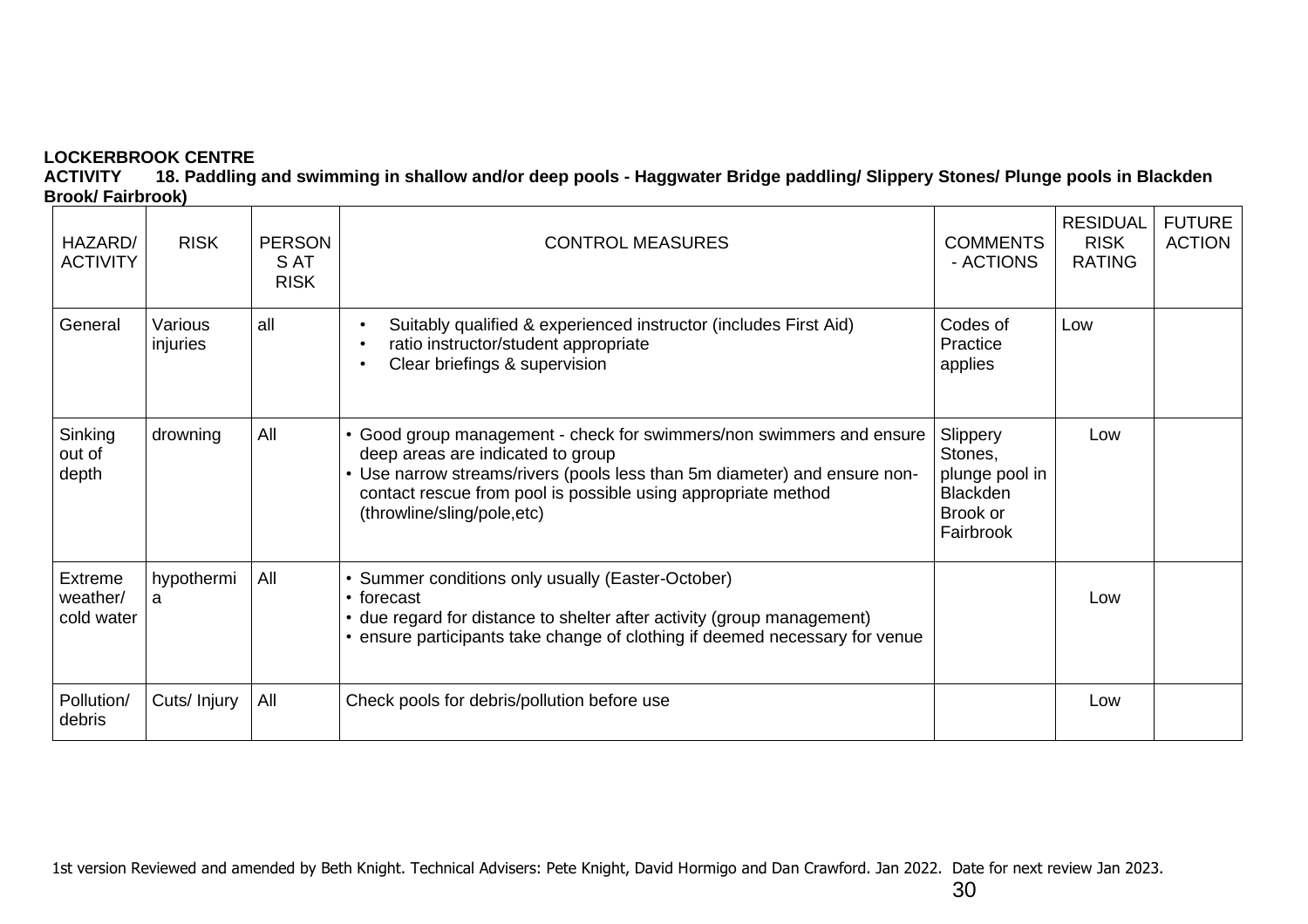**LOCKERBROOK CENTRE**

**ACTIVITY 18. Paddling and swimming in shallow and/or deep pools - Haggwater Bridge paddling/ Slippery Stones/ Plunge pools in Blackden Brook/ Fairbrook)**

| HAZARD/ ACTIVITY | RISK | PERSONS AT RISK | CONTROL MEASURES | COMMENTS - ACTIONS | RESIDUAL RISK RATING | FUTURE ACTION |
|---|---|---|---|---|---|---|
| General | Various injuries | all | • Suitably qualified & experienced instructor (includes First Aid)<br>• ratio instructor/student appropriate<br>• Clear briefings & supervision | Codes of Practice applies | Low | |
| Sinking out of depth | drowning | All | • Good group management - check for swimmers/non swimmers and ensure deep areas are indicated to group<br>• Use narrow streams/rivers (pools less than 5m diameter) and ensure non-contact rescue from pool is possible using appropriate method (throwline/sling/pole,etc) | Slippery Stones, plunge pool in Blackden Brook or Fairbrook | Low | |
| Extreme weather/ cold water | hypothermia | All | • Summer conditions only usually (Easter-October)<br>• forecast<br>• due regard for distance to shelter after activity (group management)<br>• ensure participants take change of clothing if deemed necessary for venue | | Low | |
| Pollution/ debris | Cuts/ Injury | All | Check pools for debris/pollution before use | | Low | |

1st version Reviewed and amended by Beth Knight. Technical Advisers: Pete Knight, David Hormigo and Dan Crawford. Jan 2022. Date for next review Jan 2023.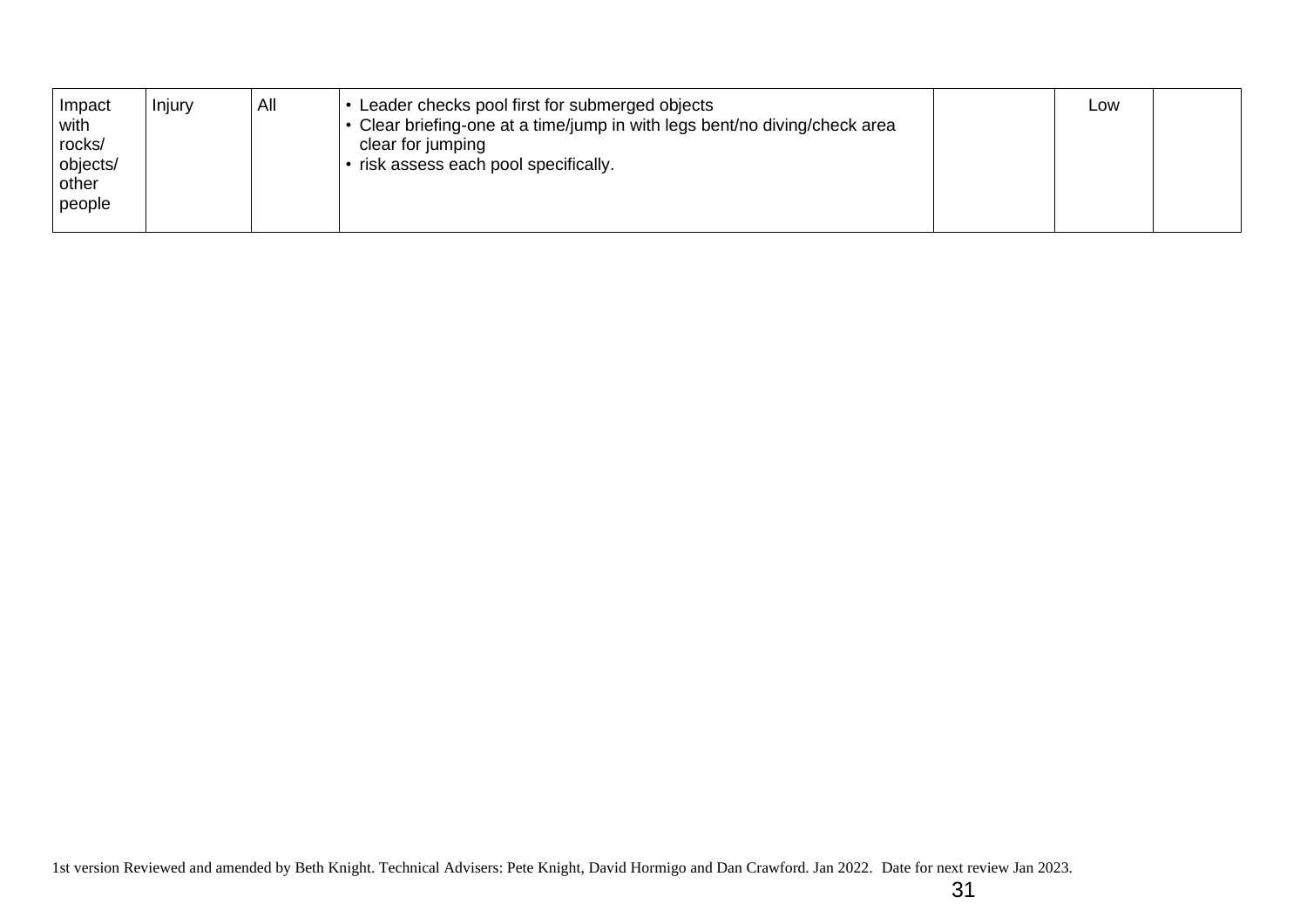| | | | | | | |
|---|---|---|---|---|---|---|
| Impact with rocks/ objects/ other people | Injury | All | • Leader checks pool first for submerged objects<br>• Clear briefing-one at a time/jump in with legs bent/no diving/check area clear for jumping<br>• risk assess each pool specifically. | | Low | |

1st version Reviewed and amended by Beth Knight. Technical Advisers: Pete Knight, David Hormigo and Dan Crawford. Jan 2022. Date for next review Jan 2023.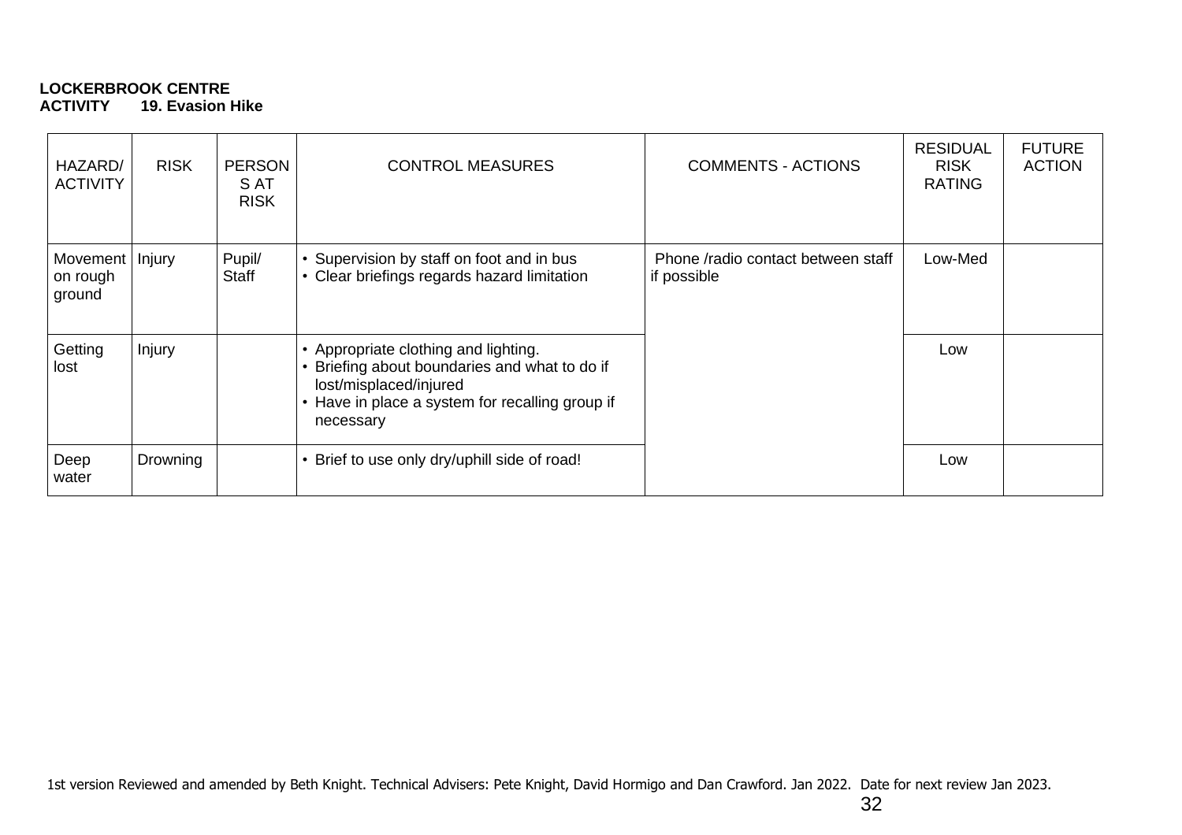**LOCKERBROOK CENTRE**
**ACTIVITY 19. Evasion Hike**

| HAZARD/ ACTIVITY | RISK | PERSONS AT RISK | CONTROL MEASURES | COMMENTS - ACTIONS | RESIDUAL RISK RATING | FUTURE ACTION |
|---|---|---|---|---|---|---|
| Movement on rough ground | Injury | Pupil/ Staff | • Supervision by staff on foot and in bus<br>• Clear briefings regards hazard limitation | Phone /radio contact between staff if possible | Low-Med | |
| Getting lost | Injury | | • Appropriate clothing and lighting.<br>• Briefing about boundaries and what to do if lost/misplaced/injured<br>• Have in place a system for recalling group if necessary | | Low | |
| Deep water | Drowning | | • Brief to use only dry/uphill side of road! | | Low | |

1st version Reviewed and amended by Beth Knight. Technical Advisers: Pete Knight, David Hormigo and Dan Crawford. Jan 2022. Date for next review Jan 2023.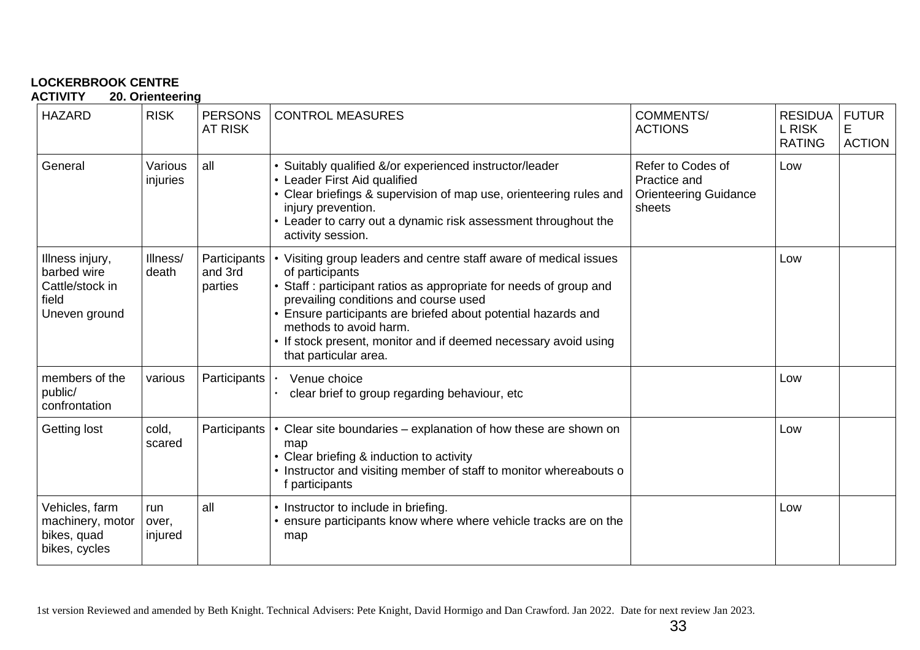**LOCKERBROOK CENTRE**
**ACTIVITY 20. Orienteering**

| HAZARD | RISK | PERSONS AT RISK | CONTROL MEASURES | COMMENTS/ ACTIONS | RESIDUAL RISK RATING | FUTURE ACTION |
|---|---|---|---|---|---|---|
| General | Various injuries | all | • Suitably qualified &/or experienced instructor/leader<br>• Leader First Aid qualified<br>• Clear briefings & supervision of map use, orienteering rules and injury prevention.<br>• Leader to carry out a dynamic risk assessment throughout the activity session. | Refer to Codes of Practice and Orienteering Guidance sheets | Low | |
| Illness injury, barbed wire Cattle/stock in field Uneven ground | Illness/ death | Participants and 3rd parties | • Visiting group leaders and centre staff aware of medical issues of participants<br>• Staff : participant ratios as appropriate for needs of group and prevailing conditions and course used<br>• Ensure participants are briefed about potential hazards and methods to avoid harm.<br>• If stock present, monitor and if deemed necessary avoid using that particular area. | | Low | |
| members of the public/ confrontation | various | Participants | • Venue choice<br>• clear brief to group regarding behaviour, etc | | Low | |
| Getting lost | cold, scared | Participants | • Clear site boundaries – explanation of how these are shown on map<br>• Clear briefing & induction to activity<br>• Instructor and visiting member of staff to monitor whereabouts o f participants | | Low | |
| Vehicles, farm machinery, motor bikes, quad bikes, cycles | run over, injured | all | • Instructor to include in briefing.<br>• ensure participants know where where vehicle tracks are on the map | | Low | |

1st version Reviewed and amended by Beth Knight. Technical Advisers: Pete Knight, David Hormigo and Dan Crawford. Jan 2022. Date for next review Jan 2023.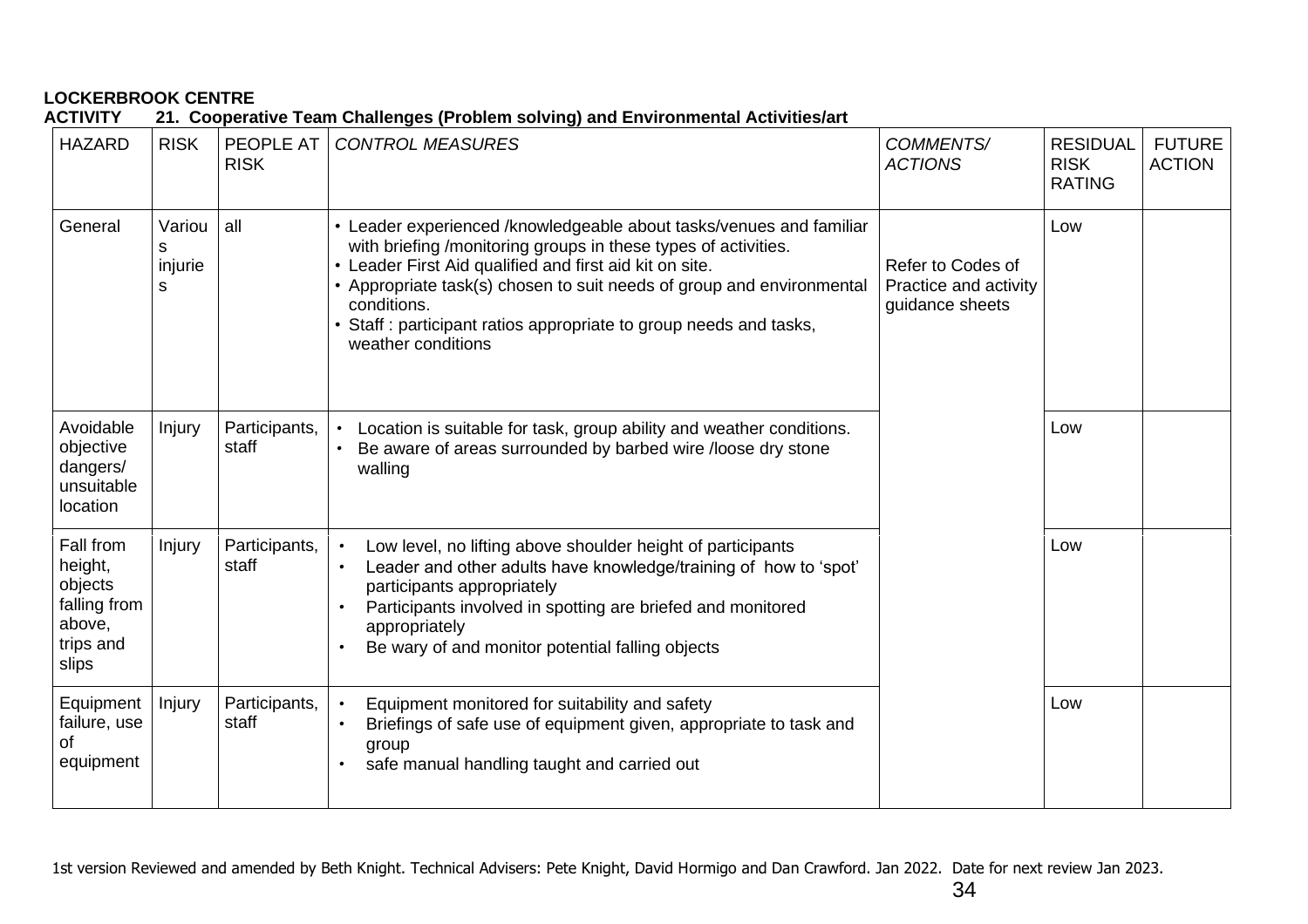**LOCKERBROOK CENTRE**

**ACTIVITY 21. Cooperative Team Challenges (Problem solving) and Environmental Activities/art**

| HAZARD | RISK | PEOPLE AT RISK | *CONTROL MEASURES* | *COMMENTS/ ACTIONS* | RESIDUAL RISK RATING | FUTURE ACTION |
|---|---|---|---|---|---|---|
| General | Various injuries | all | • Leader experienced /knowledgeable about tasks/venues and familiar with briefing /monitoring groups in these types of activities.<br>• Leader First Aid qualified and first aid kit on site.<br>• Appropriate task(s) chosen to suit needs of group and environmental conditions.<br>• Staff : participant ratios appropriate to group needs and tasks, weather conditions | Refer to Codes of Practice and activity guidance sheets | Low | |
| Avoidable objective dangers/ unsuitable location | Injury | Participants, staff | • Location is suitable for task, group ability and weather conditions.<br>• Be aware of areas surrounded by barbed wire /loose dry stone walling | | Low | |
| Fall from height, objects falling from above, trips and slips | Injury | Participants, staff | • Low level, no lifting above shoulder height of participants<br>• Leader and other adults have knowledge/training of how to 'spot' participants appropriately<br>• Participants involved in spotting are briefed and monitored appropriately<br>• Be wary of and monitor potential falling objects | | Low | |
| Equipment failure, use of equipment | Injury | Participants, staff | • Equipment monitored for suitability and safety<br>• Briefings of safe use of equipment given, appropriate to task and group<br>• safe manual handling taught and carried out | | Low | |

1st version Reviewed and amended by Beth Knight. Technical Advisers: Pete Knight, David Hormigo and Dan Crawford. Jan 2022. Date for next review Jan 2023.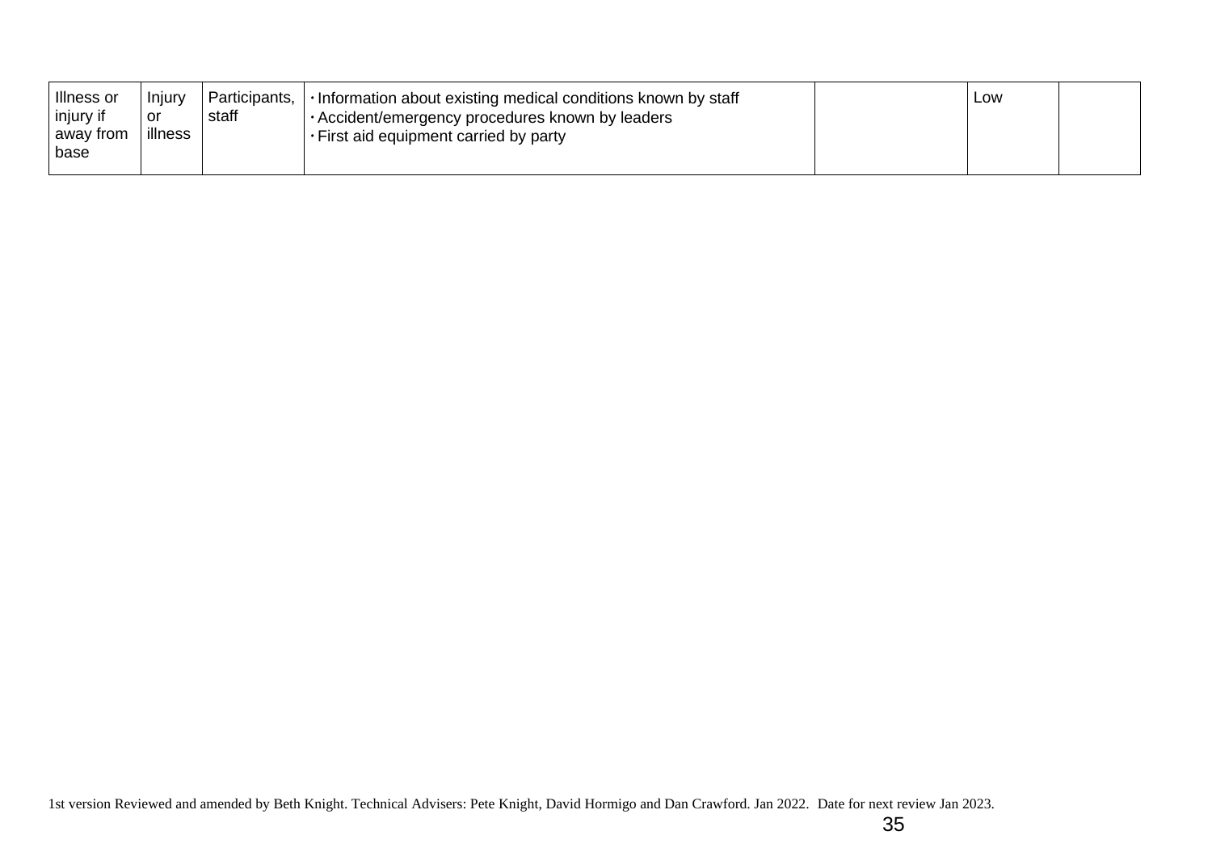| Illness or injury if away from base | Injury or illness | Participants, staff | · Information about existing medical conditions known by staff<br>· Accident/emergency procedures known by leaders<br>· First aid equipment carried by party | | Low | |
|---|---|---|---|---|---|---|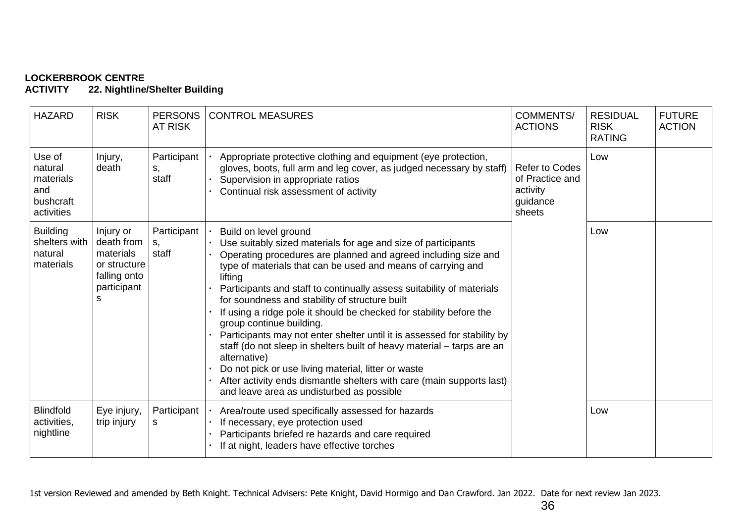**LOCKERBROOK CENTRE**
**ACTIVITY 22. Nightline/Shelter Building**

| HAZARD | RISK | PERSONS AT RISK | CONTROL MEASURES | COMMENTS/ ACTIONS | RESIDUAL RISK RATING | FUTURE ACTION |
|---|---|---|---|---|---|---|
| Use of natural materials and bushcraft activities | Injury, death | Participants, staff | · Appropriate protective clothing and equipment (eye protection, gloves, boots, full arm and leg cover, as judged necessary by staff)<br>· Supervision in appropriate ratios<br>· Continual risk assessment of activity | Refer to Codes of Practice and activity guidance sheets | Low | |
| Building shelters with natural materials | Injury or death from materials or structure falling onto participants | Participants, staff | · Build on level ground<br>· Use suitably sized materials for age and size of participants<br>· Operating procedures are planned and agreed including size and type of materials that can be used and means of carrying and lifting<br>· Participants and staff to continually assess suitability of materials for soundness and stability of structure built<br>· If using a ridge pole it should be checked for stability before the group continue building.<br>· Participants may not enter shelter until it is assessed for stability by staff (do not sleep in shelters built of heavy material – tarps are an alternative)<br>· Do not pick or use living material, litter or waste<br>· After activity ends dismantle shelters with care (main supports last) and leave area as undisturbed as possible | | Low | |
| Blindfold activities, nightline | Eye injury, trip injury | Participants | · Area/route used specifically assessed for hazards<br>· If necessary, eye protection used<br>· Participants briefed re hazards and care required<br>· If at night, leaders have effective torches | | Low | |

1st version Reviewed and amended by Beth Knight. Technical Advisers: Pete Knight, David Hormigo and Dan Crawford. Jan 2022. Date for next review Jan 2023.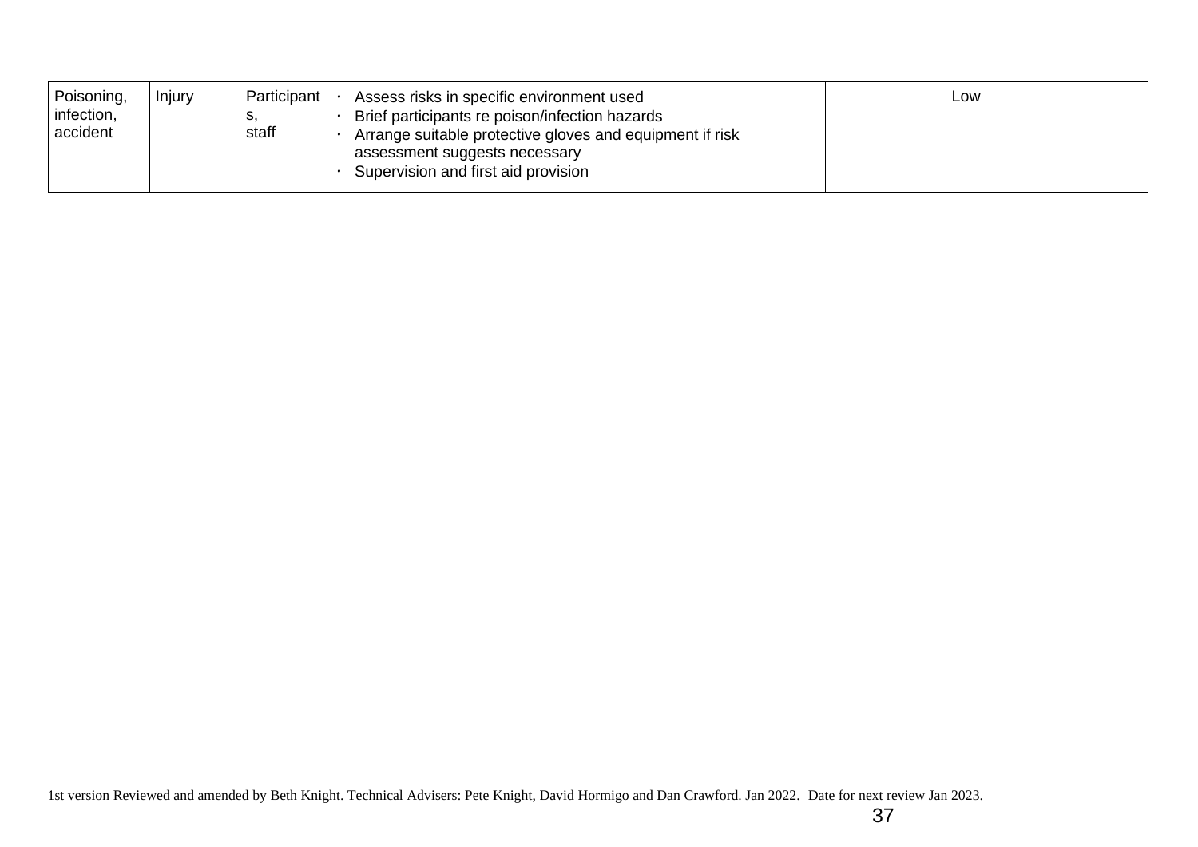| Poisoning, infection, accident | Injury | Participants, staff | • Assess risks in specific environment used<br>• Brief participants re poison/infection hazards<br>• Arrange suitable protective gloves and equipment if risk assessment suggests necessary<br>• Supervision and first aid provision | | Low | |
|---|---|---|---|---|---|---|

1st version Reviewed and amended by Beth Knight. Technical Advisers: Pete Knight, David Hormigo and Dan Crawford. Jan 2022. Date for next review Jan 2023.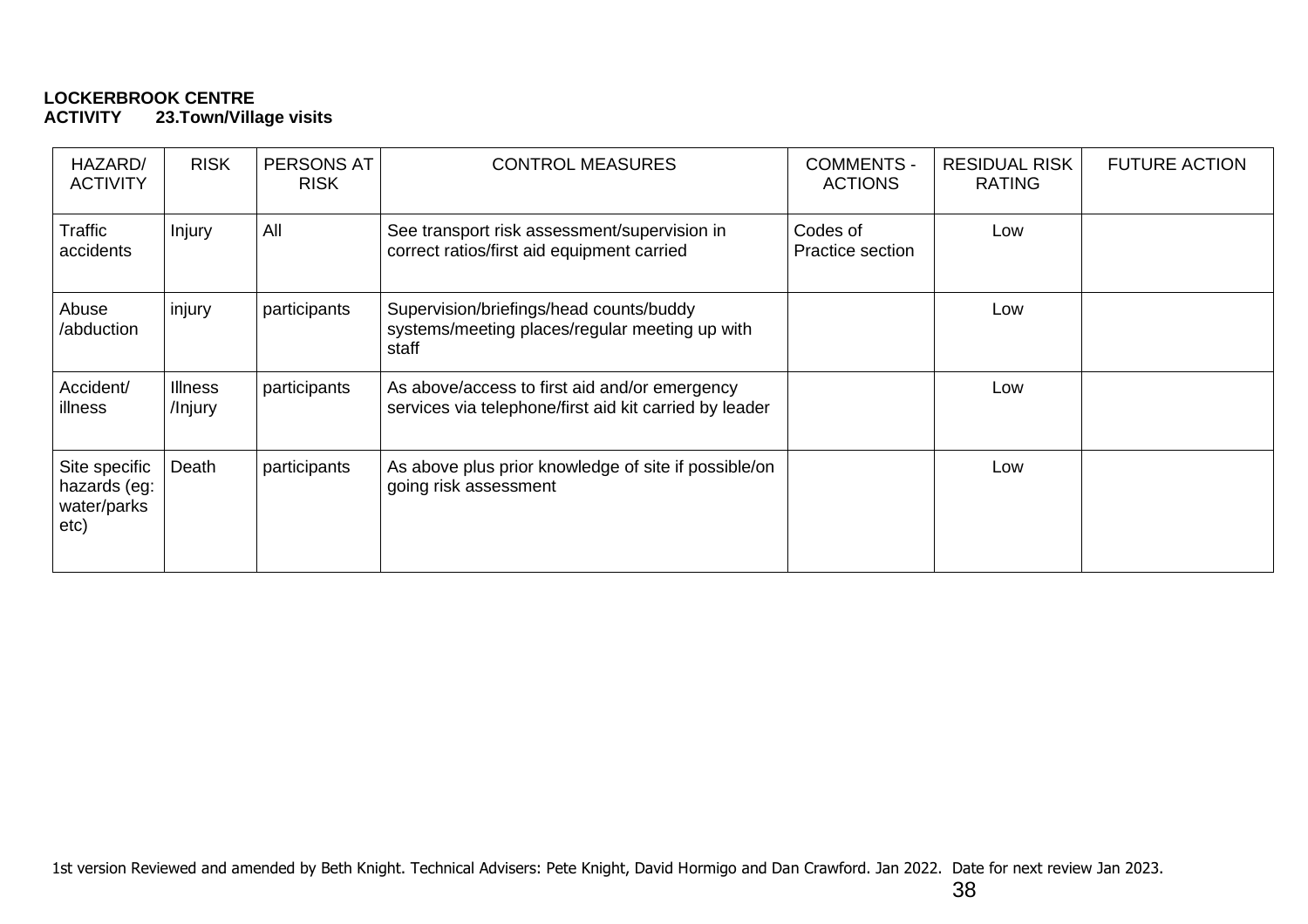**LOCKERBROOK CENTRE**
**ACTIVITY 23.Town/Village visits**

| HAZARD/ ACTIVITY | RISK | PERSONS AT RISK | CONTROL MEASURES | COMMENTS - ACTIONS | RESIDUAL RISK RATING | FUTURE ACTION |
|---|---|---|---|---|---|---|
| Traffic accidents | Injury | All | See transport risk assessment/supervision in correct ratios/first aid equipment carried | Codes of Practice section | Low | |
| Abuse /abduction | injury | participants | Supervision/briefings/head counts/buddy systems/meeting places/regular meeting up with staff | | Low | |
| Accident/ illness | Illness /Injury | participants | As above/access to first aid and/or emergency services via telephone/first aid kit carried by leader | | Low | |
| Site specific hazards (eg: water/parks etc) | Death | participants | As above plus prior knowledge of site if possible/on going risk assessment | | Low | |

1st version Reviewed and amended by Beth Knight. Technical Advisers: Pete Knight, David Hormigo and Dan Crawford. Jan 2022. Date for next review Jan 2023.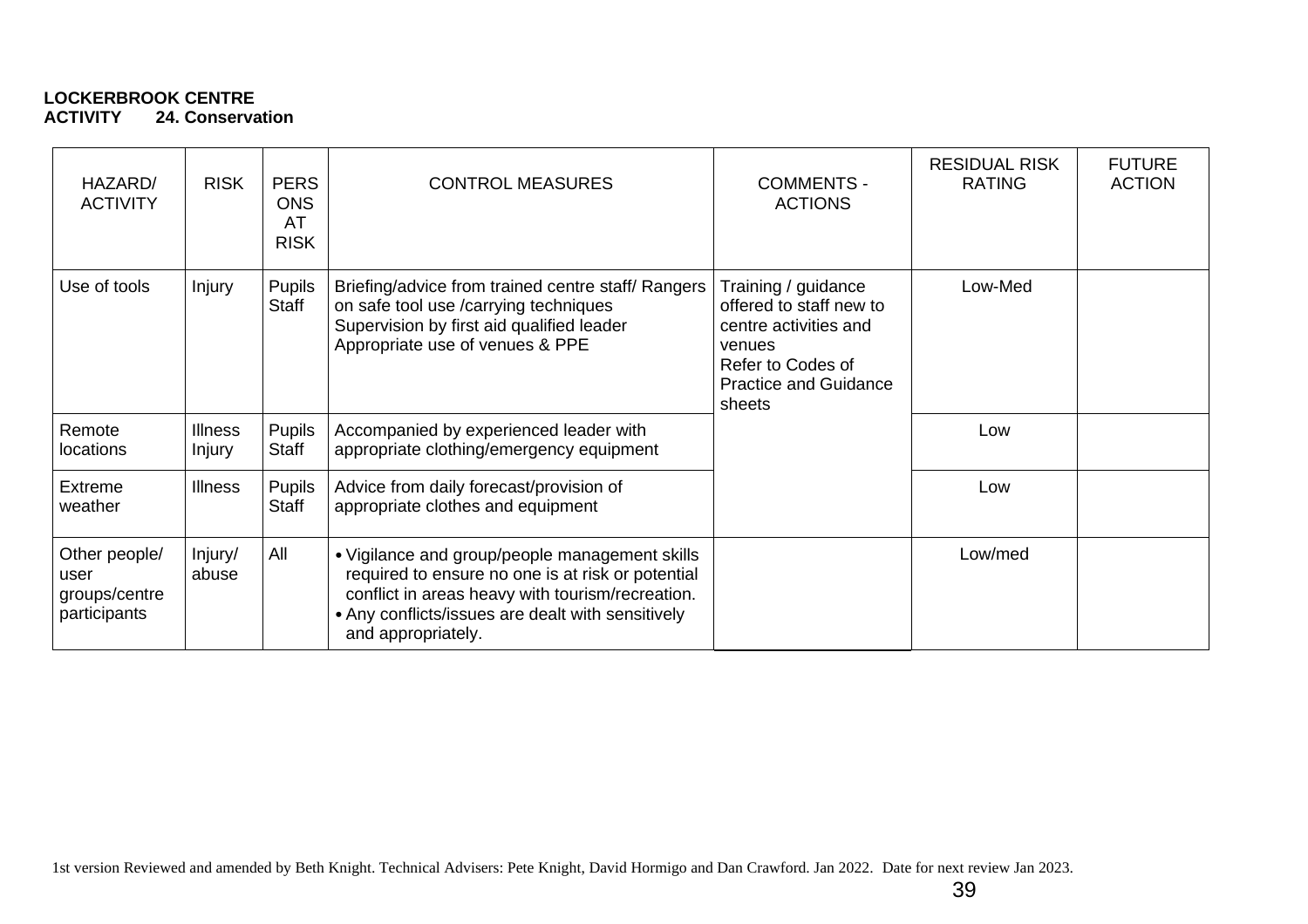**LOCKERBROOK CENTRE**
**ACTIVITY 24. Conservation**

| HAZARD/ ACTIVITY | RISK | PERSONS AT RISK | CONTROL MEASURES | COMMENTS - ACTIONS | RESIDUAL RISK RATING | FUTURE ACTION |
|---|---|---|---|---|---|---|
| Use of tools | Injury | Pupils Staff | Briefing/advice from trained centre staff/ Rangers on safe tool use /carrying techniques<br>Supervision by first aid qualified leader<br>Appropriate use of venues & PPE | Training / guidance offered to staff new to centre activities and venues<br>Refer to Codes of Practice and Guidance sheets | Low-Med | |
| Remote locations | Illness Injury | Pupils Staff | Accompanied by experienced leader with appropriate clothing/emergency equipment | | Low | |
| Extreme weather | Illness | Pupils Staff | Advice from daily forecast/provision of appropriate clothes and equipment | | Low | |
| Other people/ user groups/centre participants | Injury/ abuse | All | • Vigilance and group/people management skills required to ensure no one is at risk or potential conflict in areas heavy with tourism/recreation.<br>• Any conflicts/issues are dealt with sensitively and appropriately. | | Low/med | |

1st version Reviewed and amended by Beth Knight. Technical Advisers: Pete Knight, David Hormigo and Dan Crawford. Jan 2022. Date for next review Jan 2023.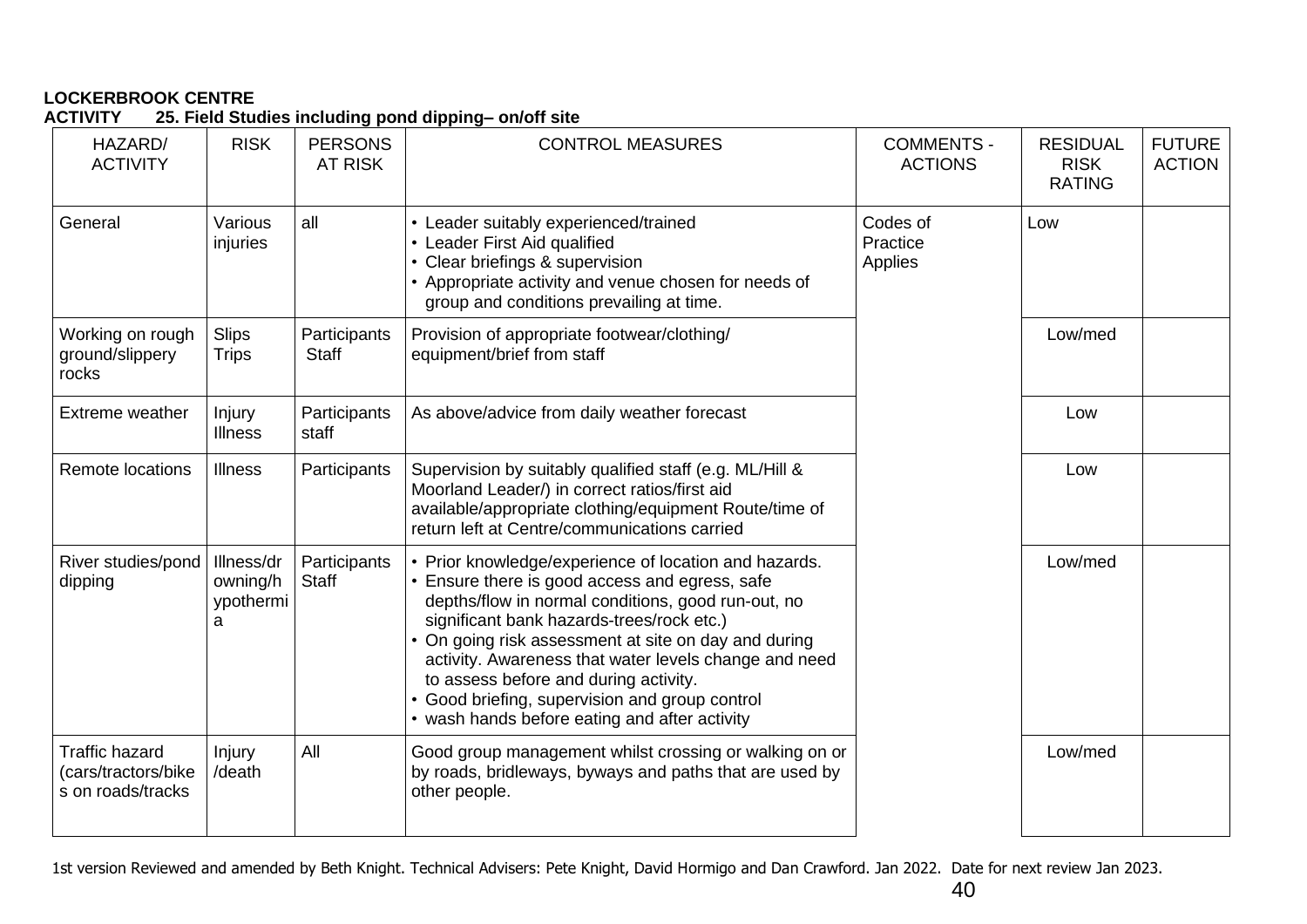**LOCKERBROOK CENTRE**
**ACTIVITY 25. Field Studies including pond dipping– on/off site**

| HAZARD/ ACTIVITY | RISK | PERSONS AT RISK | CONTROL MEASURES | COMMENTS - ACTIONS | RESIDUAL RISK RATING | FUTURE ACTION |
|---|---|---|---|---|---|---|
| General | Various injuries | all | • Leader suitably experienced/trained<br>• Leader First Aid qualified<br>• Clear briefings & supervision<br>• Appropriate activity and venue chosen for needs of group and conditions prevailing at time. | Codes of Practice Applies | Low | |
| Working on rough ground/slippery rocks | Slips Trips | Participants Staff | Provision of appropriate footwear/clothing/ equipment/brief from staff | | Low/med | |
| Extreme weather | Injury Illness | Participants staff | As above/advice from daily weather forecast | | Low | |
| Remote locations | Illness | Participants | Supervision by suitably qualified staff (e.g. ML/Hill & Moorland Leader/) in correct ratios/first aid available/appropriate clothing/equipment Route/time of return left at Centre/communications carried | | Low | |
| River studies/pond dipping | Illness/drowning/hypothermia | Participants Staff | • Prior knowledge/experience of location and hazards.<br>• Ensure there is good access and egress, safe depths/flow in normal conditions, good run-out, no significant bank hazards-trees/rock etc.)<br>• On going risk assessment at site on day and during activity. Awareness that water levels change and need to assess before and during activity.<br>• Good briefing, supervision and group control<br>• wash hands before eating and after activity | | Low/med | |
| Traffic hazard (cars/tractors/bikes on roads/tracks | Injury /death | All | Good group management whilst crossing or walking on or by roads, bridleways, byways and paths that are used by other people. | | Low/med | |

1st version Reviewed and amended by Beth Knight. Technical Advisers: Pete Knight, David Hormigo and Dan Crawford. Jan 2022. Date for next review Jan 2023.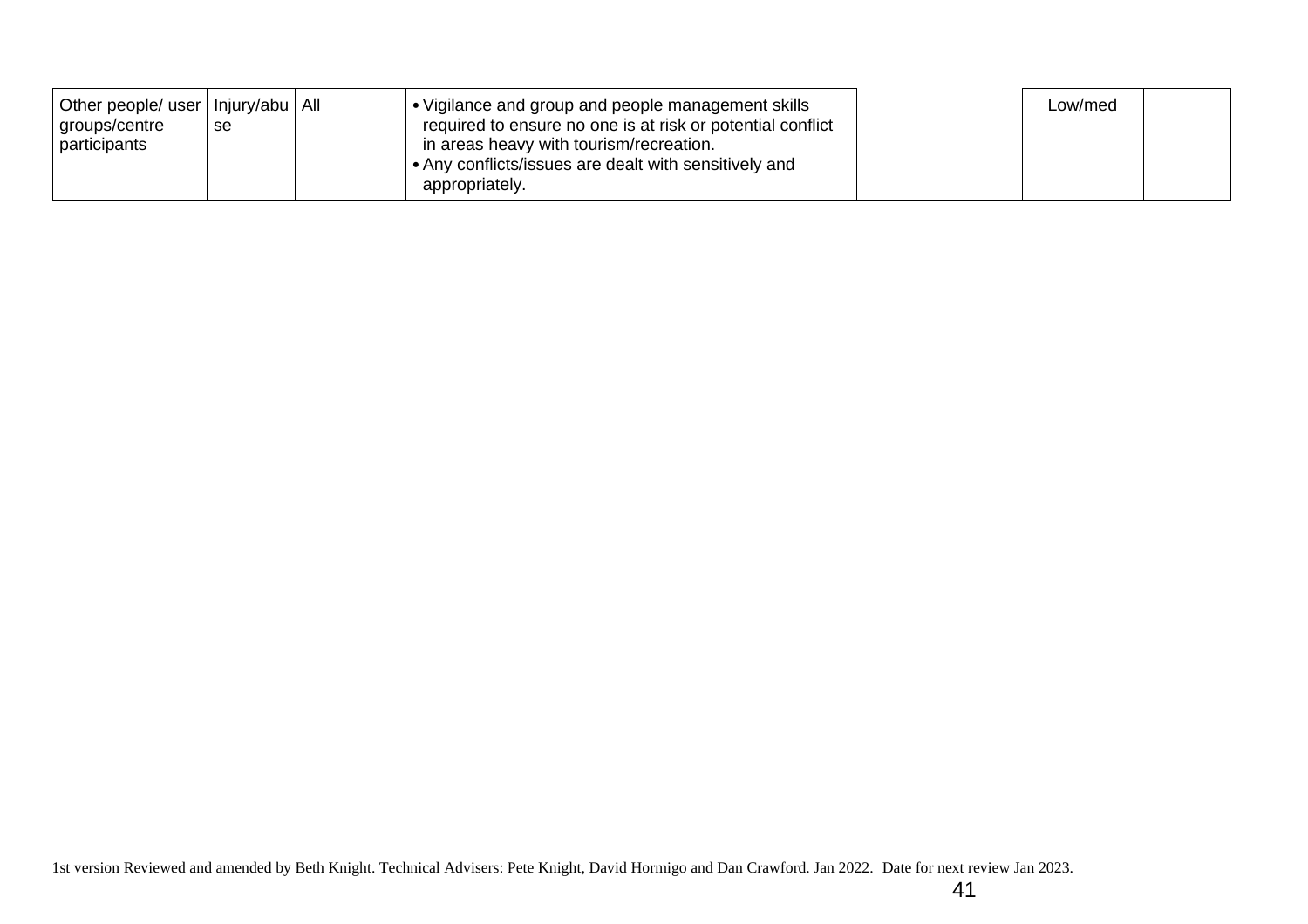| | | | | | | |
|---|---|---|---|---|---|---|
| Other people/ user groups/centre participants | Injury/abuse | All | • Vigilance and group and people management skills required to ensure no one is at risk or potential conflict in areas heavy with tourism/recreation.<br>• Any conflicts/issues are dealt with sensitively and appropriately. | | Low/med | |

1st version Reviewed and amended by Beth Knight. Technical Advisers: Pete Knight, David Hormigo and Dan Crawford. Jan 2022. Date for next review Jan 2023.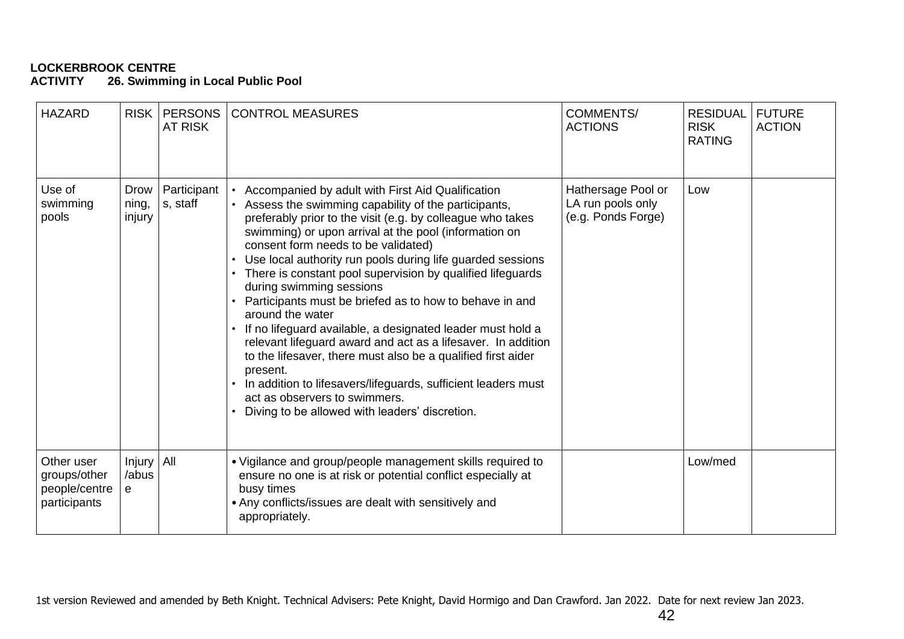**LOCKERBROOK CENTRE**
**ACTIVITY 26. Swimming in Local Public Pool**

| HAZARD | RISK | PERSONS AT RISK | CONTROL MEASURES | COMMENTS/ ACTIONS | RESIDUAL RISK RATING | FUTURE ACTION |
|---|---|---|---|---|---|---|
| Use of swimming pools | Drowning, injury | Participants, staff | • Accompanied by adult with First Aid Qualification<br>• Assess the swimming capability of the participants, preferably prior to the visit (e.g. by colleague who takes swimming) or upon arrival at the pool (information on consent form needs to be validated)<br>• Use local authority run pools during life guarded sessions<br>• There is constant pool supervision by qualified lifeguards during swimming sessions<br>• Participants must be briefed as to how to behave in and around the water<br>• If no lifeguard available, a designated leader must hold a relevant lifeguard award and act as a lifesaver. In addition to the lifesaver, there must also be a qualified first aider present.<br>• In addition to lifesavers/lifeguards, sufficient leaders must act as observers to swimmers.<br>• Diving to be allowed with leaders' discretion. | Hathersage Pool or LA run pools only (e.g. Ponds Forge) | Low | |
| Other user groups/other people/centre participants | Injury /abuse | All | • Vigilance and group/people management skills required to ensure no one is at risk or potential conflict especially at busy times<br>• Any conflicts/issues are dealt with sensitively and appropriately. | | Low/med | |

1st version Reviewed and amended by Beth Knight. Technical Advisers: Pete Knight, David Hormigo and Dan Crawford. Jan 2022. Date for next review Jan 2023.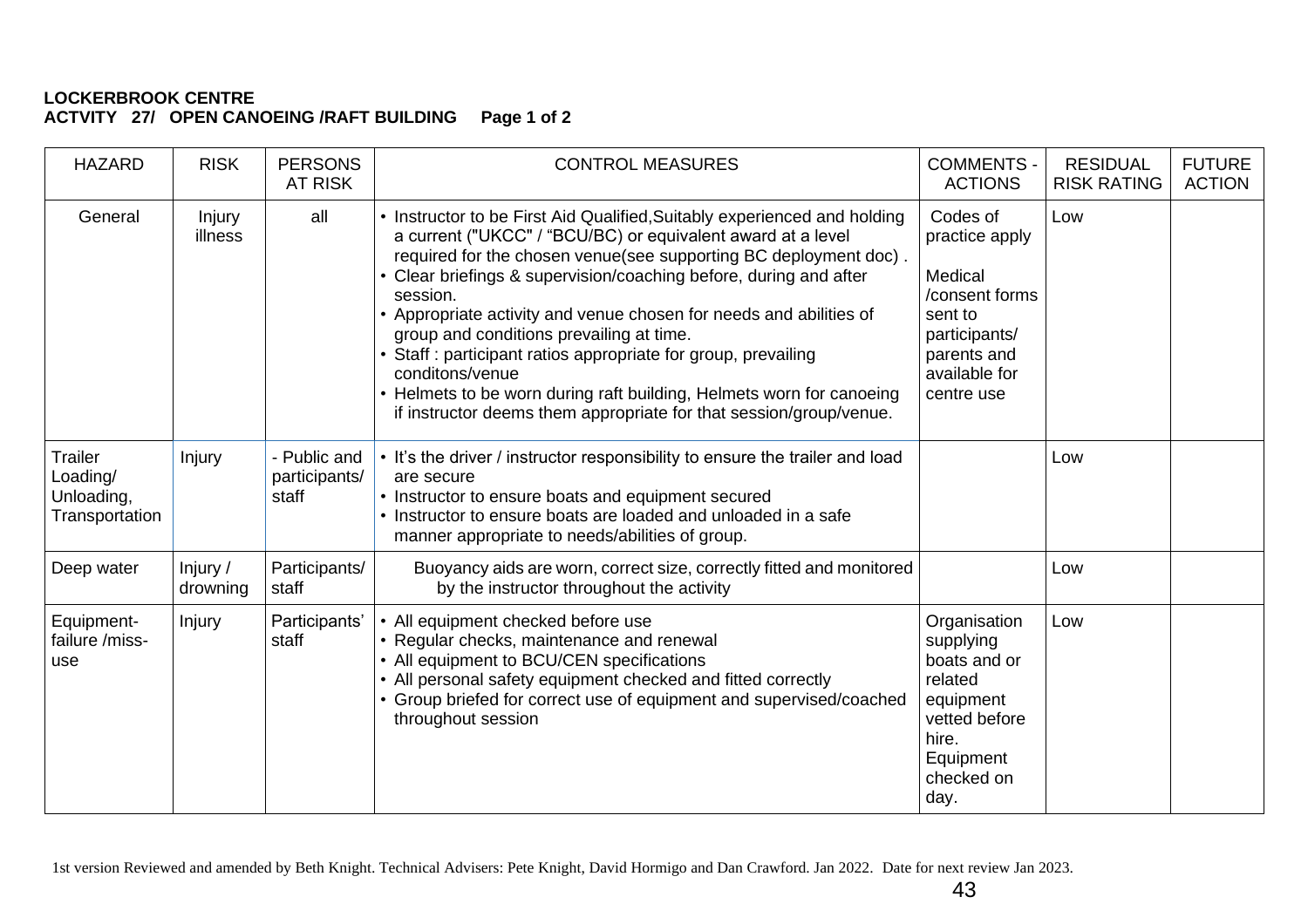**LOCKERBROOK CENTRE**
**ACTVITY 27/ OPEN CANOEING /RAFT BUILDING Page 1 of 2**

| HAZARD | RISK | PERSONS AT RISK | CONTROL MEASURES | COMMENTS - ACTIONS | RESIDUAL RISK RATING | FUTURE ACTION |
|---|---|---|---|---|---|---|
| General | Injury illness | all | • Instructor to be First Aid Qualified,Suitably experienced and holding a current ("UKCC" / "BCU/BC) or equivalent award at a level required for the chosen venue(see supporting BC deployment doc) .<br>• Clear briefings & supervision/coaching before, during and after session.<br>• Appropriate activity and venue chosen for needs and abilities of group and conditions prevailing at time.<br>• Staff : participant ratios appropriate for group, prevailing conditons/venue<br>• Helmets to be worn during raft building, Helmets worn for canoeing if instructor deems them appropriate for that session/group/venue. | Codes of practice apply<br><br>Medical /consent forms sent to participants/ parents and available for centre use | Low | |
| Trailer Loading/ Unloading, Transportation | Injury | - Public and participants/ staff | • It's the driver / instructor responsibility to ensure the trailer and load are secure<br>• Instructor to ensure boats and equipment secured<br>• Instructor to ensure boats are loaded and unloaded in a safe manner appropriate to needs/abilities of group. | | Low | |
| Deep water | Injury / drowning | Participants/ staff | Buoyancy aids are worn, correct size, correctly fitted and monitored by the instructor throughout the activity | | Low | |
| Equipment- failure /miss-use | Injury | Participants' staff | • All equipment checked before use<br>• Regular checks, maintenance and renewal<br>• All equipment to BCU/CEN specifications<br>• All personal safety equipment checked and fitted correctly<br>• Group briefed for correct use of equipment and supervised/coached throughout session | Organisation supplying boats and or related equipment vetted before hire.<br>Equipment checked on day. | Low | |

1st version Reviewed and amended by Beth Knight. Technical Advisers: Pete Knight, David Hormigo and Dan Crawford. Jan 2022. Date for next review Jan 2023.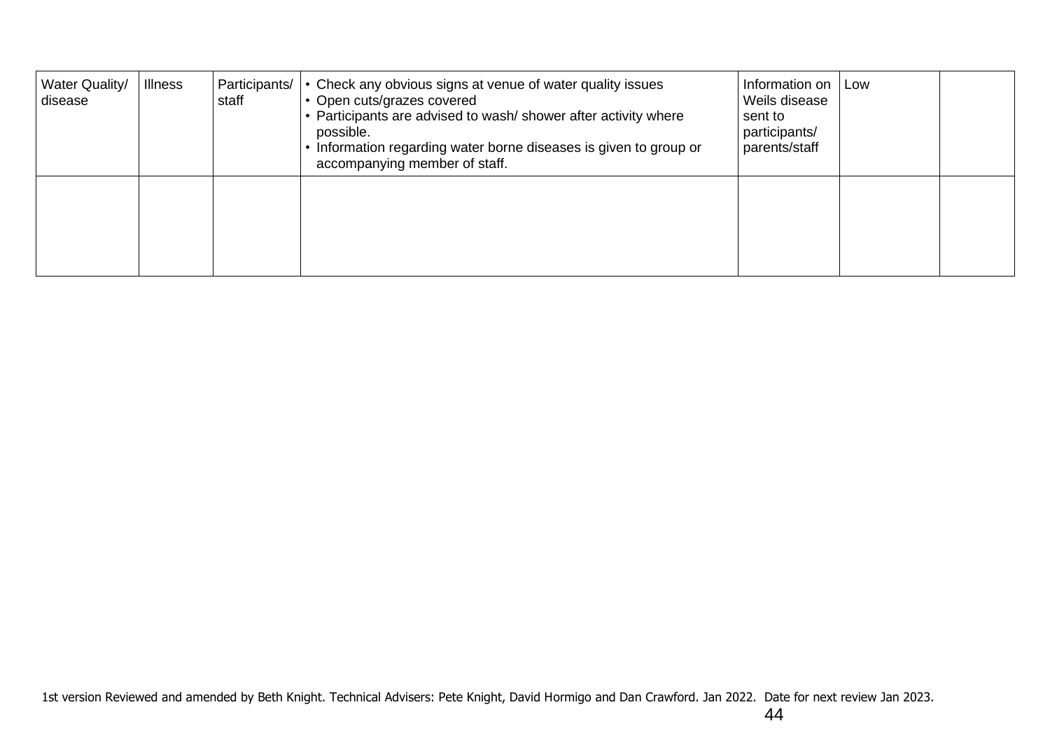| | | | | | | |
|---|---|---|---|---|---|---|
| Water Quality/ disease | Illness | Participants/ staff | • Check any obvious signs at venue of water quality issues<br>• Open cuts/grazes covered<br>• Participants are advised to wash/ shower after activity where possible.<br>• Information regarding water borne diseases is given to group or accompanying member of staff. | Information on Weils disease sent to participants/ parents/staff | Low | |
| | | | | | | |

1st version Reviewed and amended by Beth Knight. Technical Advisers: Pete Knight, David Hormigo and Dan Crawford. Jan 2022. Date for next review Jan 2023.